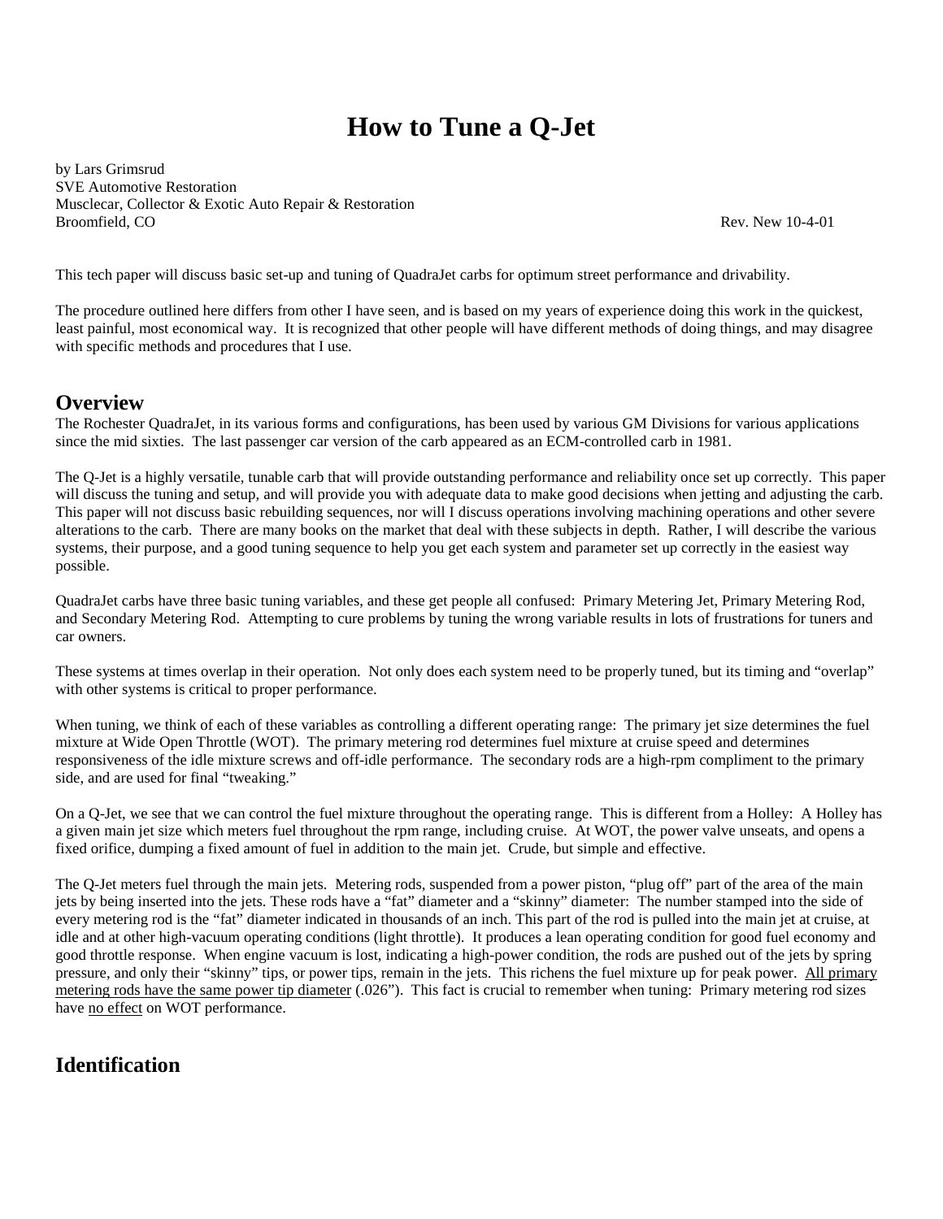# How to Tune a Q-Jet

by Lars Grimsrud
SVE Automotive Restoration
Musclecar, Collector & Exotic Auto Repair & Restoration
Broomfield, CO

Rev. New 10-4-01

This tech paper will discuss basic set-up and tuning of QuadraJet carbs for optimum street performance and drivability.

The procedure outlined here differs from other I have seen, and is based on my years of experience doing this work in the quickest, least painful, most economical way. It is recognized that other people will have different methods of doing things, and may disagree with specific methods and procedures that I use.

## Overview

The Rochester QuadraJet, in its various forms and configurations, has been used by various GM Divisions for various applications since the mid sixties. The last passenger car version of the carb appeared as an ECM-controlled carb in 1981.

The Q-Jet is a highly versatile, tunable carb that will provide outstanding performance and reliability once set up correctly. This paper will discuss the tuning and setup, and will provide you with adequate data to make good decisions when jetting and adjusting the carb. This paper will not discuss basic rebuilding sequences, nor will I discuss operations involving machining operations and other severe alterations to the carb. There are many books on the market that deal with these subjects in depth. Rather, I will describe the various systems, their purpose, and a good tuning sequence to help you get each system and parameter set up correctly in the easiest way possible.

QuadraJet carbs have three basic tuning variables, and these get people all confused: Primary Metering Jet, Primary Metering Rod, and Secondary Metering Rod. Attempting to cure problems by tuning the wrong variable results in lots of frustrations for tuners and car owners.

These systems at times overlap in their operation. Not only does each system need to be properly tuned, but its timing and "overlap" with other systems is critical to proper performance.

When tuning, we think of each of these variables as controlling a different operating range: The primary jet size determines the fuel mixture at Wide Open Throttle (WOT). The primary metering rod determines fuel mixture at cruise speed and determines responsiveness of the idle mixture screws and off-idle performance. The secondary rods are a high-rpm compliment to the primary side, and are used for final "tweaking."

On a Q-Jet, we see that we can control the fuel mixture throughout the operating range. This is different from a Holley: A Holley has a given main jet size which meters fuel throughout the rpm range, including cruise. At WOT, the power valve unseats, and opens a fixed orifice, dumping a fixed amount of fuel in addition to the main jet. Crude, but simple and effective.

The Q-Jet meters fuel through the main jets. Metering rods, suspended from a power piston, "plug off" part of the area of the main jets by being inserted into the jets. These rods have a "fat" diameter and a "skinny" diameter: The number stamped into the side of every metering rod is the "fat" diameter indicated in thousands of an inch. This part of the rod is pulled into the main jet at cruise, at idle and at other high-vacuum operating conditions (light throttle). It produces a lean operating condition for good fuel economy and good throttle response. When engine vacuum is lost, indicating a high-power condition, the rods are pushed out of the jets by spring pressure, and only their "skinny" tips, or power tips, remain in the jets. This richens the fuel mixture up for peak power. <u>All primary metering rods have the same power tip diameter</u> (.026"). This fact is crucial to remember when tuning: Primary metering rod sizes have <u>no effect</u> on WOT performance.

## Identification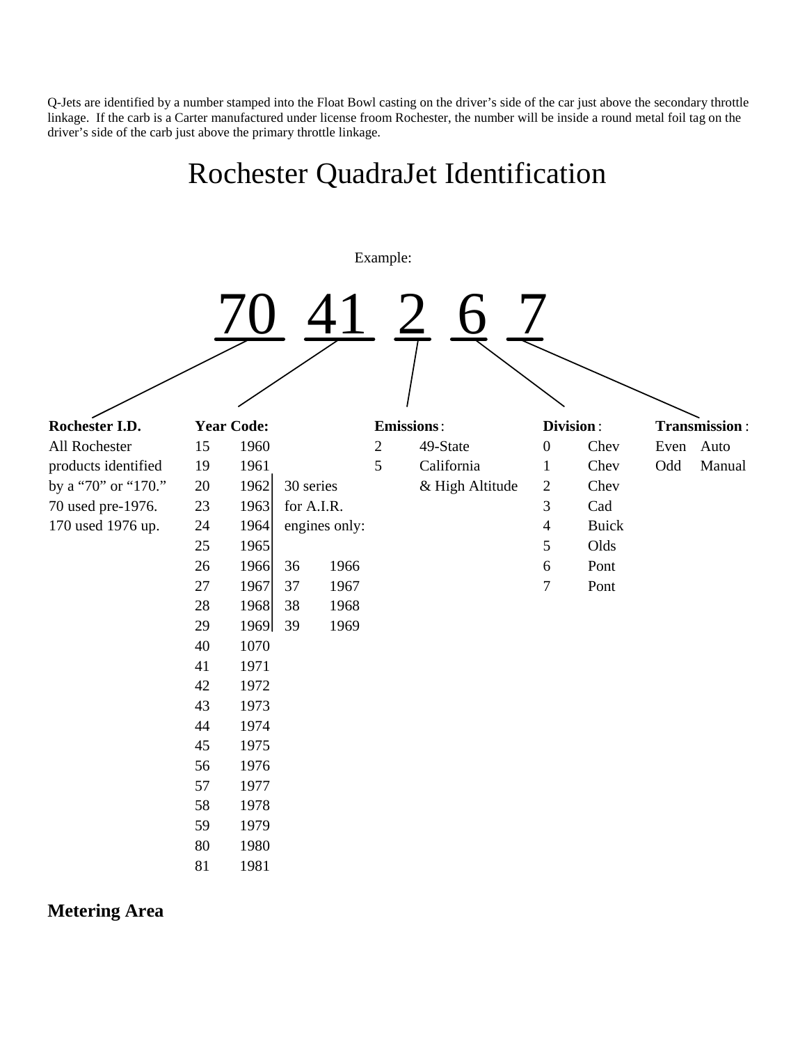Q-Jets are identified by a number stamped into the Float Bowl casting on the driver's side of the car just above the secondary throttle linkage. If the carb is a Carter manufactured under license froom Rochester, the number will be inside a round metal foil tag on the driver's side of the carb just above the primary throttle linkage.

# Rochester QuadraJet Identification

Example:

**70 41 2 6 7**

**Rochester I.D.**
All Rochester products identified by a "70" or "170."
70 used pre-1976.
170 used 1976 up.

**Year Code:**

| Code | Year | 30 series for A.I.R. engines only: | |
|---|---|---|---|
| 15 | 1960 | | |
| 19 | 1961 | | |
| 20 | 1962 | | |
| 23 | 1963 | | |
| 24 | 1964 | | |
| 25 | 1965 | | |
| 26 | 1966 | 36 | 1966 |
| 27 | 1967 | 37 | 1967 |
| 28 | 1968 | 38 | 1968 |
| 29 | 1969 | 39 | 1969 |
| 40 | 1070 | | |
| 41 | 1971 | | |
| 42 | 1972 | | |
| 43 | 1973 | | |
| 44 | 1974 | | |
| 45 | 1975 | | |
| 56 | 1976 | | |
| 57 | 1977 | | |
| 58 | 1978 | | |
| 59 | 1979 | | |
| 80 | 1980 | | |
| 81 | 1981 | | |

**Emissions**:

| Code | Emissions |
|---|---|
| 2 | 49-State |
| 5 | California & High Altitude |

**Division**:

| Code | Division |
|---|---|
| 0 | Chev |
| 1 | Chev |
| 2 | Chev |
| 3 | Cad |
| 4 | Buick |
| 5 | Olds |
| 6 | Pont |
| 7 | Pont |

**Transmission**:

| Code | Transmission |
|---|---|
| Even | Auto |
| Odd | Manual |

## Metering Area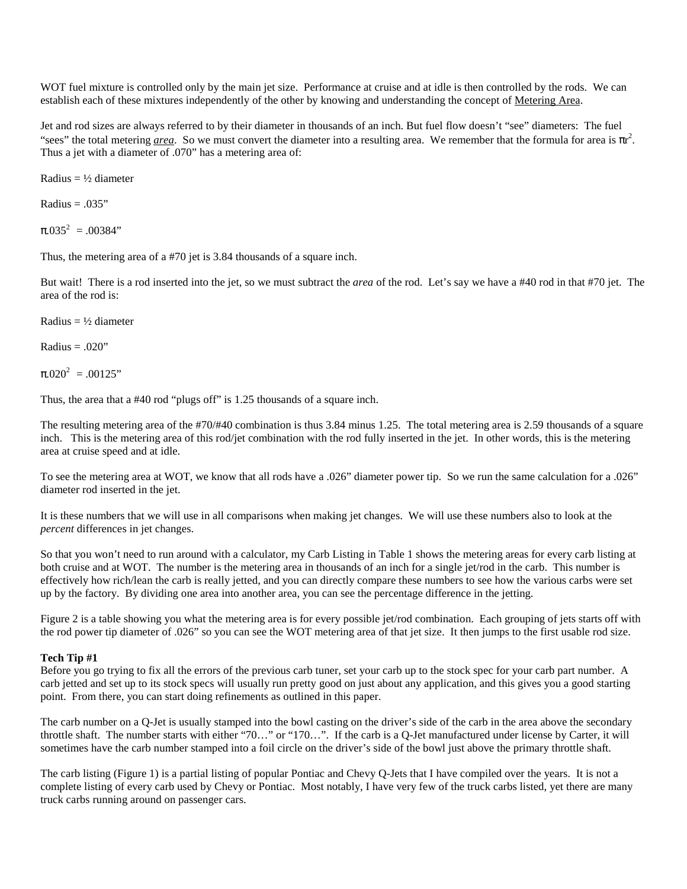WOT fuel mixture is controlled only by the main jet size. Performance at cruise and at idle is then controlled by the rods. We can establish each of these mixtures independently of the other by knowing and understanding the concept of Metering Area.

Jet and rod sizes are always referred to by their diameter in thousands of an inch. But fuel flow doesn't "see" diameters: The fuel "sees" the total metering ***area***. So we must convert the diameter into a resulting area. We remember that the formula for area is $\pi r^2$. Thus a jet with a diameter of .070" has a metering area of:

Radius = ½ diameter

Radius = .035"

$\pi .035^2 = .00384$"

Thus, the metering area of a #70 jet is 3.84 thousands of a square inch.

But wait! There is a rod inserted into the jet, so we must subtract the *area* of the rod. Let's say we have a #40 rod in that #70 jet. The area of the rod is:

Radius = ½ diameter

Radius = .020"

$\pi .020^2 = .00125$"

Thus, the area that a #40 rod "plugs off" is 1.25 thousands of a square inch.

The resulting metering area of the #70/#40 combination is thus 3.84 minus 1.25. The total metering area is 2.59 thousands of a square inch. This is the metering area of this rod/jet combination with the rod fully inserted in the jet. In other words, this is the metering area at cruise speed and at idle.

To see the metering area at WOT, we know that all rods have a .026" diameter power tip. So we run the same calculation for a .026" diameter rod inserted in the jet.

It is these numbers that we will use in all comparisons when making jet changes. We will use these numbers also to look at the *percent* differences in jet changes.

So that you won't need to run around with a calculator, my Carb Listing in Table 1 shows the metering areas for every carb listing at both cruise and at WOT. The number is the metering area in thousands of an inch for a single jet/rod in the carb. This number is effectively how rich/lean the carb is really jetted, and you can directly compare these numbers to see how the various carbs were set up by the factory. By dividing one area into another area, you can see the percentage difference in the jetting.

Figure 2 is a table showing you what the metering area is for every possible jet/rod combination. Each grouping of jets starts off with the rod power tip diameter of .026" so you can see the WOT metering area of that jet size. It then jumps to the first usable rod size.

**Tech Tip #1**

Before you go trying to fix all the errors of the previous carb tuner, set your carb up to the stock spec for your carb part number. A carb jetted and set up to its stock specs will usually run pretty good on just about any application, and this gives you a good starting point. From there, you can start doing refinements as outlined in this paper.

The carb number on a Q-Jet is usually stamped into the bowl casting on the driver's side of the carb in the area above the secondary throttle shaft. The number starts with either "70…" or "170…". If the carb is a Q-Jet manufactured under license by Carter, it will sometimes have the carb number stamped into a foil circle on the driver's side of the bowl just above the primary throttle shaft.

The carb listing (Figure 1) is a partial listing of popular Pontiac and Chevy Q-Jets that I have compiled over the years. It is not a complete listing of every carb used by Chevy or Pontiac. Most notably, I have very few of the truck carbs listed, yet there are many truck carbs running around on passenger cars.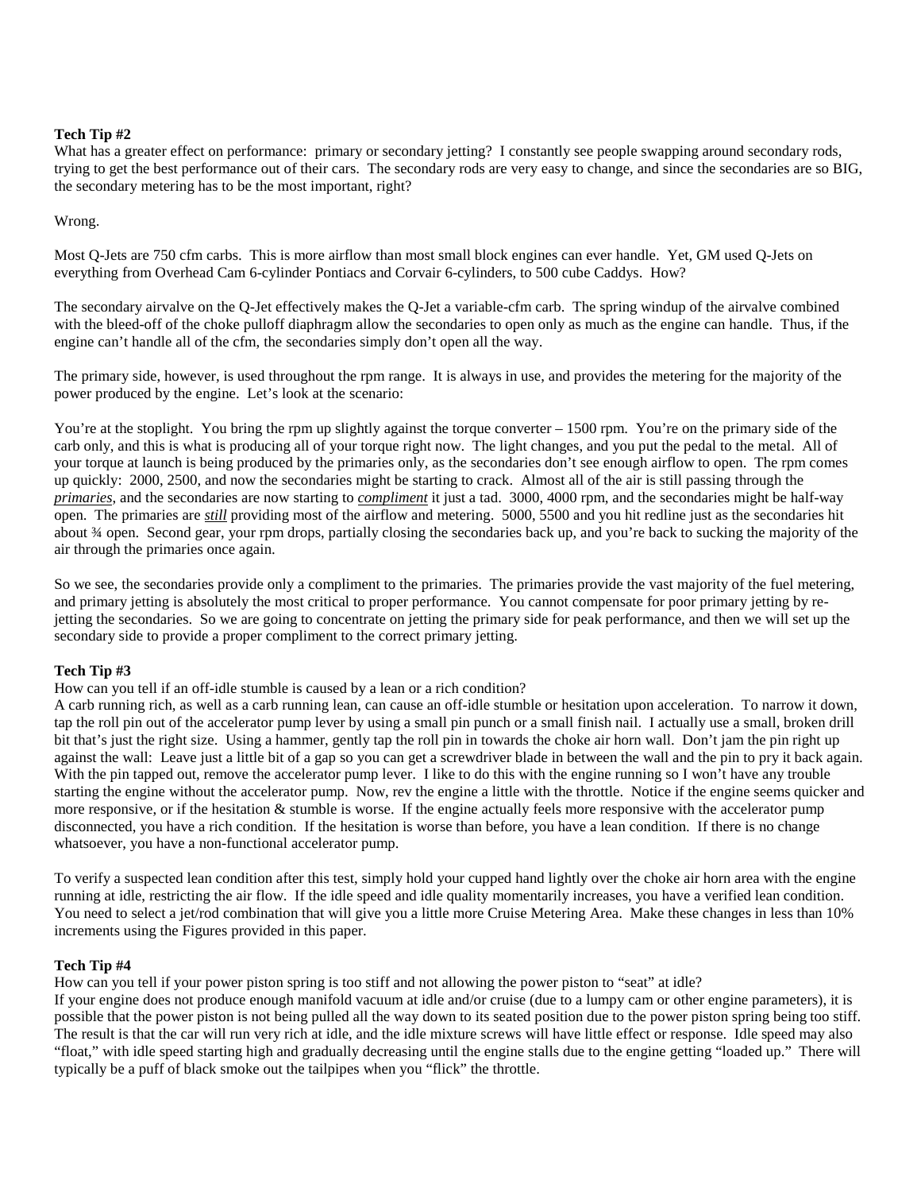**Tech Tip #2**

What has a greater effect on performance: primary or secondary jetting? I constantly see people swapping around secondary rods, trying to get the best performance out of their cars. The secondary rods are very easy to change, and since the secondaries are so BIG, the secondary metering has to be the most important, right?

Wrong.

Most Q-Jets are 750 cfm carbs. This is more airflow than most small block engines can ever handle. Yet, GM used Q-Jets on everything from Overhead Cam 6-cylinder Pontiacs and Corvair 6-cylinders, to 500 cube Caddys. How?

The secondary airvalve on the Q-Jet effectively makes the Q-Jet a variable-cfm carb. The spring windup of the airvalve combined with the bleed-off of the choke pulloff diaphragm allow the secondaries to open only as much as the engine can handle. Thus, if the engine can't handle all of the cfm, the secondaries simply don't open all the way.

The primary side, however, is used throughout the rpm range. It is always in use, and provides the metering for the majority of the power produced by the engine. Let's look at the scenario:

You're at the stoplight. You bring the rpm up slightly against the torque converter – 1500 rpm. You're on the primary side of the carb only, and this is what is producing all of your torque right now. The light changes, and you put the pedal to the metal. All of your torque at launch is being produced by the primaries only, as the secondaries don't see enough airflow to open. The rpm comes up quickly: 2000, 2500, and now the secondaries might be starting to crack. Almost all of the air is still passing through the ***primaries***, and the secondaries are now starting to ***compliment*** it just a tad. 3000, 4000 rpm, and the secondaries might be half-way open. The primaries are ***still*** providing most of the airflow and metering. 5000, 5500 and you hit redline just as the secondaries hit about ¾ open. Second gear, your rpm drops, partially closing the secondaries back up, and you're back to sucking the majority of the air through the primaries once again.

So we see, the secondaries provide only a compliment to the primaries. The primaries provide the vast majority of the fuel metering, and primary jetting is absolutely the most critical to proper performance. You cannot compensate for poor primary jetting by re-jetting the secondaries. So we are going to concentrate on jetting the primary side for peak performance, and then we will set up the secondary side to provide a proper compliment to the correct primary jetting.

**Tech Tip #3**

How can you tell if an off-idle stumble is caused by a lean or a rich condition?

A carb running rich, as well as a carb running lean, can cause an off-idle stumble or hesitation upon acceleration. To narrow it down, tap the roll pin out of the accelerator pump lever by using a small pin punch or a small finish nail. I actually use a small, broken drill bit that's just the right size. Using a hammer, gently tap the roll pin in towards the choke air horn wall. Don't jam the pin right up against the wall: Leave just a little bit of a gap so you can get a screwdriver blade in between the wall and the pin to pry it back again. With the pin tapped out, remove the accelerator pump lever. I like to do this with the engine running so I won't have any trouble starting the engine without the accelerator pump. Now, rev the engine a little with the throttle. Notice if the engine seems quicker and more responsive, or if the hesitation & stumble is worse. If the engine actually feels more responsive with the accelerator pump disconnected, you have a rich condition. If the hesitation is worse than before, you have a lean condition. If there is no change whatsoever, you have a non-functional accelerator pump.

To verify a suspected lean condition after this test, simply hold your cupped hand lightly over the choke air horn area with the engine running at idle, restricting the air flow. If the idle speed and idle quality momentarily increases, you have a verified lean condition. You need to select a jet/rod combination that will give you a little more Cruise Metering Area. Make these changes in less than 10% increments using the Figures provided in this paper.

**Tech Tip #4**

How can you tell if your power piston spring is too stiff and not allowing the power piston to "seat" at idle?

If your engine does not produce enough manifold vacuum at idle and/or cruise (due to a lumpy cam or other engine parameters), it is possible that the power piston is not being pulled all the way down to its seated position due to the power piston spring being too stiff. The result is that the car will run very rich at idle, and the idle mixture screws will have little effect or response. Idle speed may also "float," with idle speed starting high and gradually decreasing until the engine stalls due to the engine getting "loaded up." There will typically be a puff of black smoke out the tailpipes when you "flick" the throttle.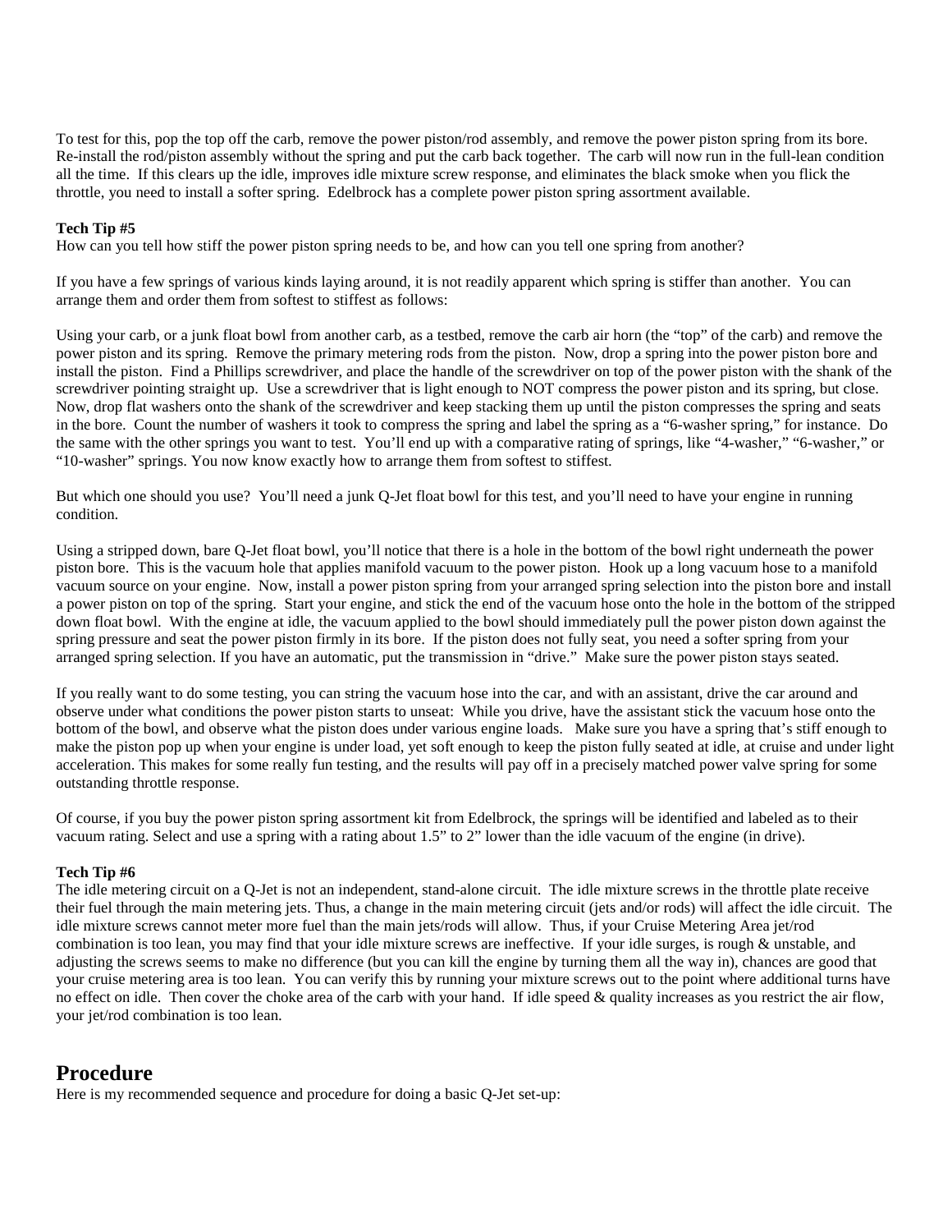To test for this, pop the top off the carb, remove the power piston/rod assembly, and remove the power piston spring from its bore. Re-install the rod/piston assembly without the spring and put the carb back together. The carb will now run in the full-lean condition all the time. If this clears up the idle, improves idle mixture screw response, and eliminates the black smoke when you flick the throttle, you need to install a softer spring. Edelbrock has a complete power piston spring assortment available.

**Tech Tip #5**

How can you tell how stiff the power piston spring needs to be, and how can you tell one spring from another?

If you have a few springs of various kinds laying around, it is not readily apparent which spring is stiffer than another. You can arrange them and order them from softest to stiffest as follows:

Using your carb, or a junk float bowl from another carb, as a testbed, remove the carb air horn (the "top" of the carb) and remove the power piston and its spring. Remove the primary metering rods from the piston. Now, drop a spring into the power piston bore and install the piston. Find a Phillips screwdriver, and place the handle of the screwdriver on top of the power piston with the shank of the screwdriver pointing straight up. Use a screwdriver that is light enough to NOT compress the power piston and its spring, but close. Now, drop flat washers onto the shank of the screwdriver and keep stacking them up until the piston compresses the spring and seats in the bore. Count the number of washers it took to compress the spring and label the spring as a "6-washer spring," for instance. Do the same with the other springs you want to test. You'll end up with a comparative rating of springs, like "4-washer," "6-washer," or "10-washer" springs. You now know exactly how to arrange them from softest to stiffest.

But which one should you use? You'll need a junk Q-Jet float bowl for this test, and you'll need to have your engine in running condition.

Using a stripped down, bare Q-Jet float bowl, you'll notice that there is a hole in the bottom of the bowl right underneath the power piston bore. This is the vacuum hole that applies manifold vacuum to the power piston. Hook up a long vacuum hose to a manifold vacuum source on your engine. Now, install a power piston spring from your arranged spring selection into the piston bore and install a power piston on top of the spring. Start your engine, and stick the end of the vacuum hose onto the hole in the bottom of the stripped down float bowl. With the engine at idle, the vacuum applied to the bowl should immediately pull the power piston down against the spring pressure and seat the power piston firmly in its bore. If the piston does not fully seat, you need a softer spring from your arranged spring selection. If you have an automatic, put the transmission in "drive." Make sure the power piston stays seated.

If you really want to do some testing, you can string the vacuum hose into the car, and with an assistant, drive the car around and observe under what conditions the power piston starts to unseat: While you drive, have the assistant stick the vacuum hose onto the bottom of the bowl, and observe what the piston does under various engine loads. Make sure you have a spring that's stiff enough to make the piston pop up when your engine is under load, yet soft enough to keep the piston fully seated at idle, at cruise and under light acceleration. This makes for some really fun testing, and the results will pay off in a precisely matched power valve spring for some outstanding throttle response.

Of course, if you buy the power piston spring assortment kit from Edelbrock, the springs will be identified and labeled as to their vacuum rating. Select and use a spring with a rating about 1.5" to 2" lower than the idle vacuum of the engine (in drive).

**Tech Tip #6**

The idle metering circuit on a Q-Jet is not an independent, stand-alone circuit. The idle mixture screws in the throttle plate receive their fuel through the main metering jets. Thus, a change in the main metering circuit (jets and/or rods) will affect the idle circuit. The idle mixture screws cannot meter more fuel than the main jets/rods will allow. Thus, if your Cruise Metering Area jet/rod combination is too lean, you may find that your idle mixture screws are ineffective. If your idle surges, is rough & unstable, and adjusting the screws seems to make no difference (but you can kill the engine by turning them all the way in), chances are good that your cruise metering area is too lean. You can verify this by running your mixture screws out to the point where additional turns have no effect on idle. Then cover the choke area of the carb with your hand. If idle speed & quality increases as you restrict the air flow, your jet/rod combination is too lean.

## Procedure

Here is my recommended sequence and procedure for doing a basic Q-Jet set-up: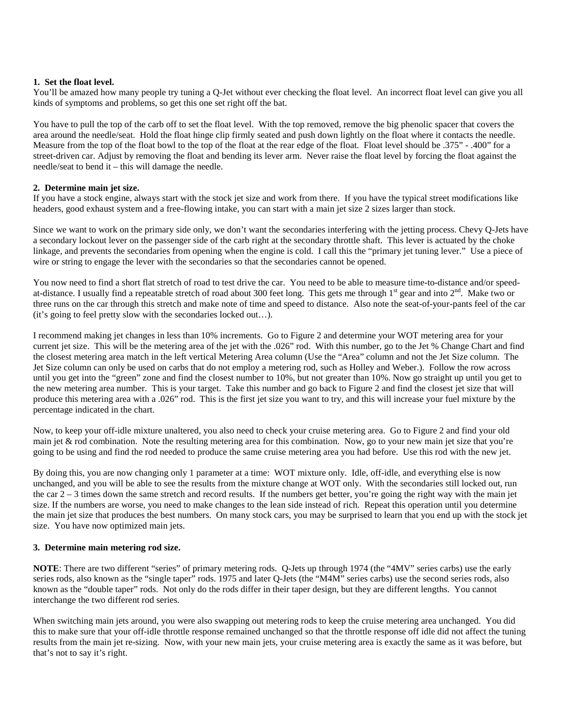**1. Set the float level.**

You'll be amazed how many people try tuning a Q-Jet without ever checking the float level. An incorrect float level can give you all kinds of symptoms and problems, so get this one set right off the bat.

You have to pull the top of the carb off to set the float level. With the top removed, remove the big phenolic spacer that covers the area around the needle/seat. Hold the float hinge clip firmly seated and push down lightly on the float where it contacts the needle. Measure from the top of the float bowl to the top of the float at the rear edge of the float. Float level should be .375" - .400" for a street-driven car. Adjust by removing the float and bending its lever arm. Never raise the float level by forcing the float against the needle/seat to bend it – this will damage the needle.

**2. Determine main jet size.**

If you have a stock engine, always start with the stock jet size and work from there. If you have the typical street modifications like headers, good exhaust system and a free-flowing intake, you can start with a main jet size 2 sizes larger than stock.

Since we want to work on the primary side only, we don't want the secondaries interfering with the jetting process. Chevy Q-Jets have a secondary lockout lever on the passenger side of the carb right at the secondary throttle shaft. This lever is actuated by the choke linkage, and prevents the secondaries from opening when the engine is cold. I call this the "primary jet tuning lever." Use a piece of wire or string to engage the lever with the secondaries so that the secondaries cannot be opened.

You now need to find a short flat stretch of road to test drive the car. You need to be able to measure time-to-distance and/or speed-at-distance. I usually find a repeatable stretch of road about 300 feet long. This gets me through 1st gear and into 2nd. Make two or three runs on the car through this stretch and make note of time and speed to distance. Also note the seat-of-your-pants feel of the car (it's going to feel pretty slow with the secondaries locked out…).

I recommend making jet changes in less than 10% increments. Go to Figure 2 and determine your WOT metering area for your current jet size. This will be the metering area of the jet with the .026" rod. With this number, go to the Jet % Change Chart and find the closest metering area match in the left vertical Metering Area column (Use the "Area" column and not the Jet Size column. The Jet Size column can only be used on carbs that do not employ a metering rod, such as Holley and Weber.). Follow the row across until you get into the "green" zone and find the closest number to 10%, but not greater than 10%. Now go straight up until you get to the new metering area number. This is your target. Take this number and go back to Figure 2 and find the closest jet size that will produce this metering area with a .026" rod. This is the first jet size you want to try, and this will increase your fuel mixture by the percentage indicated in the chart.

Now, to keep your off-idle mixture unaltered, you also need to check your cruise metering area. Go to Figure 2 and find your old main jet & rod combination. Note the resulting metering area for this combination. Now, go to your new main jet size that you're going to be using and find the rod needed to produce the same cruise metering area you had before. Use this rod with the new jet.

By doing this, you are now changing only 1 parameter at a time: WOT mixture only. Idle, off-idle, and everything else is now unchanged, and you will be able to see the results from the mixture change at WOT only. With the secondaries still locked out, run the car 2 – 3 times down the same stretch and record results. If the numbers get better, you're going the right way with the main jet size. If the numbers are worse, you need to make changes to the lean side instead of rich. Repeat this operation until you determine the main jet size that produces the best numbers. On many stock cars, you may be surprised to learn that you end up with the stock jet size. You have now optimized main jets.

**3. Determine main metering rod size.**

**NOTE**: There are two different "series" of primary metering rods. Q-Jets up through 1974 (the "4MV" series carbs) use the early series rods, also known as the "single taper" rods. 1975 and later Q-Jets (the "M4M" series carbs) use the second series rods, also known as the "double taper" rods. Not only do the rods differ in their taper design, but they are different lengths. You cannot interchange the two different rod series.

When switching main jets around, you were also swapping out metering rods to keep the cruise metering area unchanged. You did this to make sure that your off-idle throttle response remained unchanged so that the throttle response off idle did not affect the tuning results from the main jet re-sizing. Now, with your new main jets, your cruise metering area is exactly the same as it was before, but that's not to say it's right.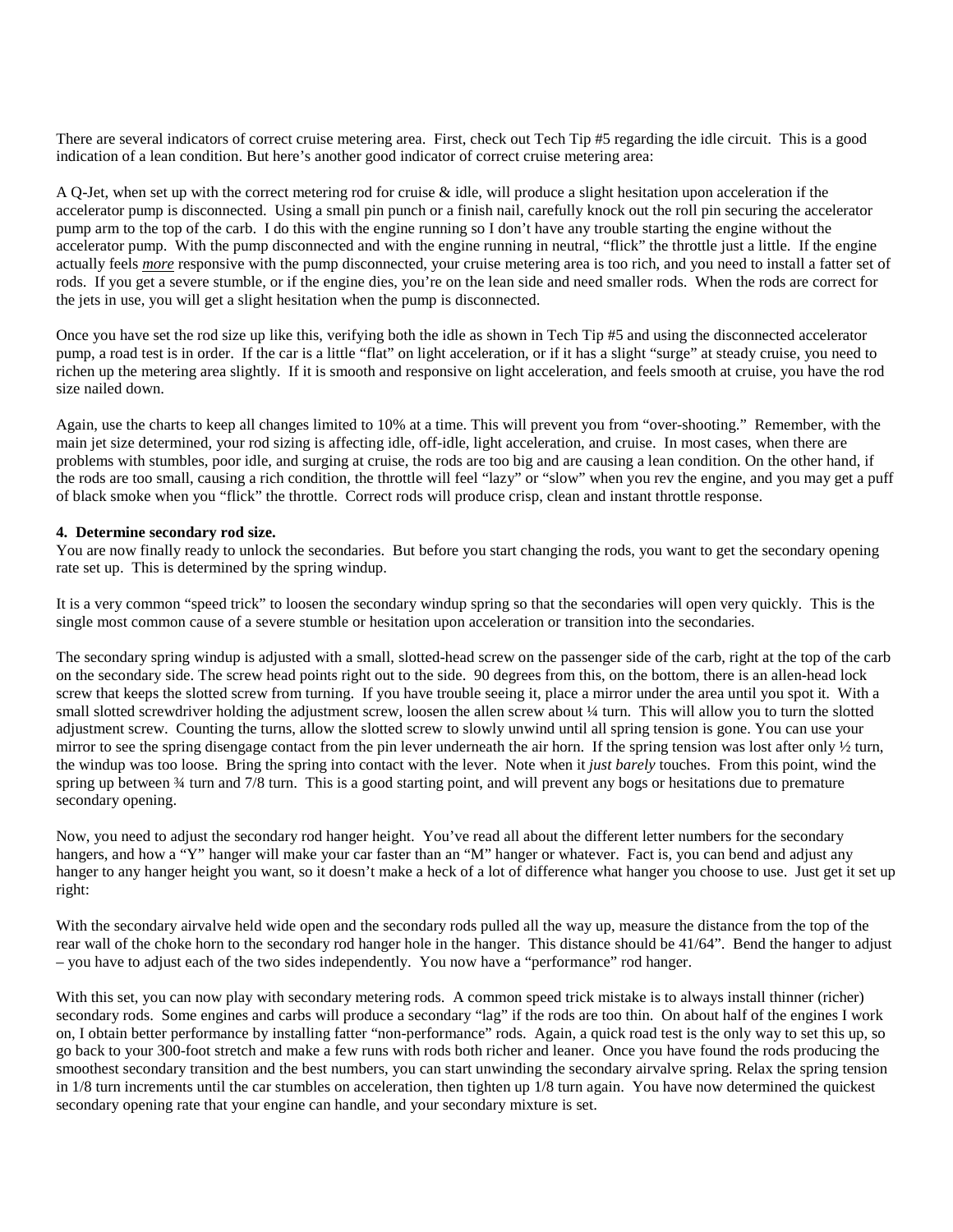There are several indicators of correct cruise metering area. First, check out Tech Tip #5 regarding the idle circuit. This is a good indication of a lean condition. But here's another good indicator of correct cruise metering area:

A Q-Jet, when set up with the correct metering rod for cruise & idle, will produce a slight hesitation upon acceleration if the accelerator pump is disconnected. Using a small pin punch or a finish nail, carefully knock out the roll pin securing the accelerator pump arm to the top of the carb. I do this with the engine running so I don't have any trouble starting the engine without the accelerator pump. With the pump disconnected and with the engine running in neutral, "flick" the throttle just a little. If the engine actually feels ***more*** responsive with the pump disconnected, your cruise metering area is too rich, and you need to install a fatter set of rods. If you get a severe stumble, or if the engine dies, you're on the lean side and need smaller rods. When the rods are correct for the jets in use, you will get a slight hesitation when the pump is disconnected.

Once you have set the rod size up like this, verifying both the idle as shown in Tech Tip #5 and using the disconnected accelerator pump, a road test is in order. If the car is a little "flat" on light acceleration, or if it has a slight "surge" at steady cruise, you need to richen up the metering area slightly. If it is smooth and responsive on light acceleration, and feels smooth at cruise, you have the rod size nailed down.

Again, use the charts to keep all changes limited to 10% at a time. This will prevent you from "over-shooting." Remember, with the main jet size determined, your rod sizing is affecting idle, off-idle, light acceleration, and cruise. In most cases, when there are problems with stumbles, poor idle, and surging at cruise, the rods are too big and are causing a lean condition. On the other hand, if the rods are too small, causing a rich condition, the throttle will feel "lazy" or "slow" when you rev the engine, and you may get a puff of black smoke when you "flick" the throttle. Correct rods will produce crisp, clean and instant throttle response.

**4. Determine secondary rod size.**
You are now finally ready to unlock the secondaries. But before you start changing the rods, you want to get the secondary opening rate set up. This is determined by the spring windup.

It is a very common "speed trick" to loosen the secondary windup spring so that the secondaries will open very quickly. This is the single most common cause of a severe stumble or hesitation upon acceleration or transition into the secondaries.

The secondary spring windup is adjusted with a small, slotted-head screw on the passenger side of the carb, right at the top of the carb on the secondary side. The screw head points right out to the side. 90 degrees from this, on the bottom, there is an allen-head lock screw that keeps the slotted screw from turning. If you have trouble seeing it, place a mirror under the area until you spot it. With a small slotted screwdriver holding the adjustment screw, loosen the allen screw about ¼ turn. This will allow you to turn the slotted adjustment screw. Counting the turns, allow the slotted screw to slowly unwind until all spring tension is gone. You can use your mirror to see the spring disengage contact from the pin lever underneath the air horn. If the spring tension was lost after only ½ turn, the windup was too loose. Bring the spring into contact with the lever. Note when it *just barely* touches. From this point, wind the spring up between ¾ turn and 7/8 turn. This is a good starting point, and will prevent any bogs or hesitations due to premature secondary opening.

Now, you need to adjust the secondary rod hanger height. You've read all about the different letter numbers for the secondary hangers, and how a "Y" hanger will make your car faster than an "M" hanger or whatever. Fact is, you can bend and adjust any hanger to any hanger height you want, so it doesn't make a heck of a lot of difference what hanger you choose to use. Just get it set up right:

With the secondary airvalve held wide open and the secondary rods pulled all the way up, measure the distance from the top of the rear wall of the choke horn to the secondary rod hanger hole in the hanger. This distance should be 41/64". Bend the hanger to adjust – you have to adjust each of the two sides independently. You now have a "performance" rod hanger.

With this set, you can now play with secondary metering rods. A common speed trick mistake is to always install thinner (richer) secondary rods. Some engines and carbs will produce a secondary "lag" if the rods are too thin. On about half of the engines I work on, I obtain better performance by installing fatter "non-performance" rods. Again, a quick road test is the only way to set this up, so go back to your 300-foot stretch and make a few runs with rods both richer and leaner. Once you have found the rods producing the smoothest secondary transition and the best numbers, you can start unwinding the secondary airvalve spring. Relax the spring tension in 1/8 turn increments until the car stumbles on acceleration, then tighten up 1/8 turn again. You have now determined the quickest secondary opening rate that your engine can handle, and your secondary mixture is set.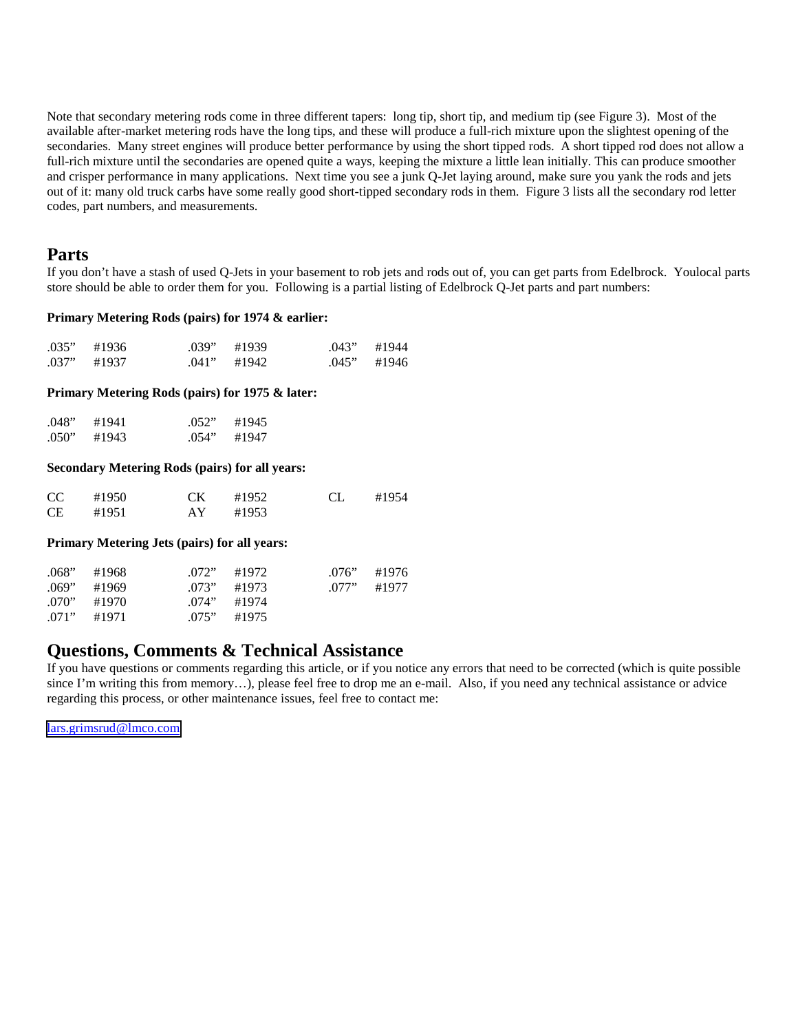Note that secondary metering rods come in three different tapers: long tip, short tip, and medium tip (see Figure 3). Most of the available after-market metering rods have the long tips, and these will produce a full-rich mixture upon the slightest opening of the secondaries. Many street engines will produce better performance by using the short tipped rods. A short tipped rod does not allow a full-rich mixture until the secondaries are opened quite a ways, keeping the mixture a little lean initially. This can produce smoother and crisper performance in many applications. Next time you see a junk Q-Jet laying around, make sure you yank the rods and jets out of it: many old truck carbs have some really good short-tipped secondary rods in them. Figure 3 lists all the secondary rod letter codes, part numbers, and measurements.

## Parts

If you don't have a stash of used Q-Jets in your basement to rob jets and rods out of, you can get parts from Edelbrock. Youlocal parts store should be able to order them for you. Following is a partial listing of Edelbrock Q-Jet parts and part numbers:

**Primary Metering Rods (pairs) for 1974 & earlier:**

| | | | | | |
|---|---|---|---|---|---|
| .035" | #1936 | .039" | #1939 | .043" | #1944 |
| .037" | #1937 | .041" | #1942 | .045" | #1946 |

**Primary Metering Rods (pairs) for 1975 & later:**

| | | | |
|---|---|---|---|
| .048" | #1941 | .052" | #1945 |
| .050" | #1943 | .054" | #1947 |

**Secondary Metering Rods (pairs) for all years:**

| | | | | | |
|---|---|---|---|---|---|
| CC | #1950 | CK | #1952 | CL | #1954 |
| CE | #1951 | AY | #1953 | | |

**Primary Metering Jets (pairs) for all years:**

| | | | | | |
|---|---|---|---|---|---|
| .068" | #1968 | .072" | #1972 | .076" | #1976 |
| .069" | #1969 | .073" | #1973 | .077" | #1977 |
| .070" | #1970 | .074" | #1974 | | |
| .071" | #1971 | .075" | #1975 | | |

## Questions, Comments & Technical Assistance

If you have questions or comments regarding this article, or if you notice any errors that need to be corrected (which is quite possible since I'm writing this from memory…), please feel free to drop me an e-mail. Also, if you need any technical assistance or advice regarding this process, or other maintenance issues, feel free to contact me:

lars.grimsrud@lmco.com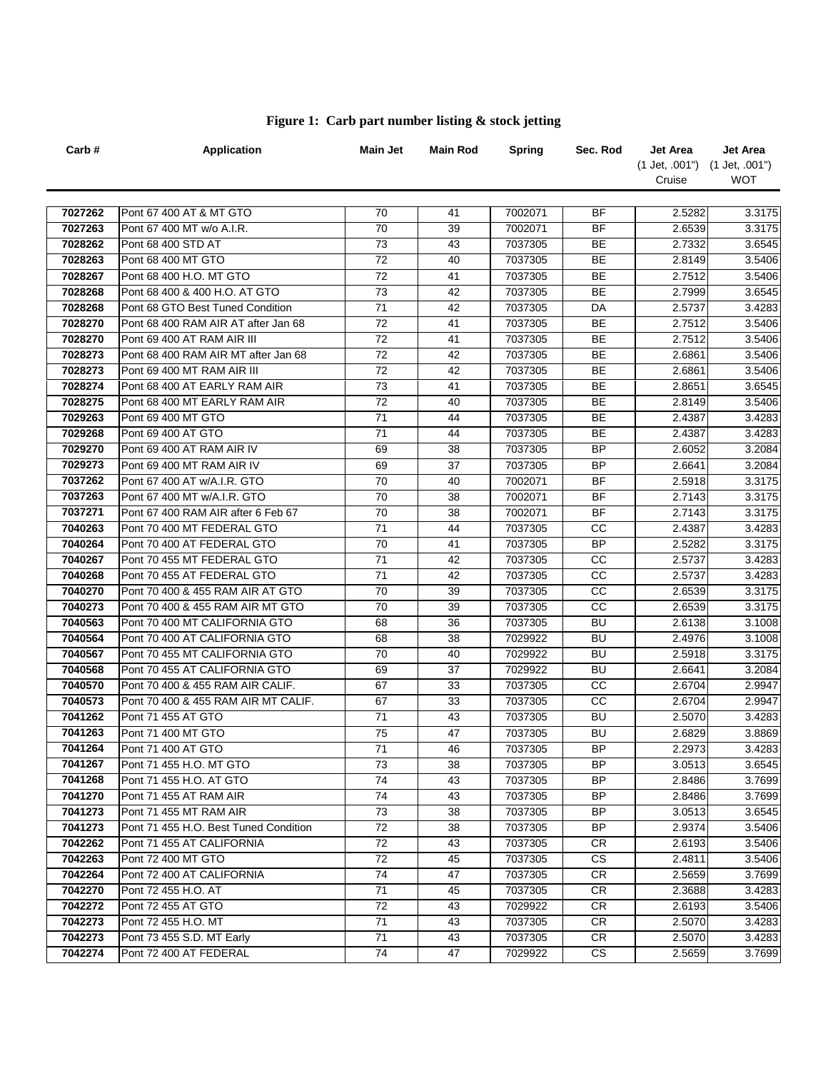# Figure 1: Carb part number listing & stock jetting

| Carb # | Application | Main Jet | Main Rod | Spring | Sec. Rod | Jet Area (1 Jet, .001") Cruise | Jet Area (1 Jet, .001") WOT |
|---|---|---|---|---|---|---|---|
| 7027262 | Pont 67 400 AT & MT GTO | 70 | 41 | 7002071 | BF | 2.5282 | 3.3175 |
| 7027263 | Pont 67 400 MT w/o A.I.R. | 70 | 39 | 7002071 | BF | 2.6539 | 3.3175 |
| 7028262 | Pont 68 400 STD AT | 73 | 43 | 7037305 | BE | 2.7332 | 3.6545 |
| 7028263 | Pont 68 400 MT GTO | 72 | 40 | 7037305 | BE | 2.8149 | 3.5406 |
| 7028267 | Pont 68 400 H.O. MT GTO | 72 | 41 | 7037305 | BE | 2.7512 | 3.5406 |
| 7028268 | Pont 68 400 & 400 H.O. AT GTO | 73 | 42 | 7037305 | BE | 2.7999 | 3.6545 |
| 7028268 | Pont 68 GTO Best Tuned Condition | 71 | 42 | 7037305 | DA | 2.5737 | 3.4283 |
| 7028270 | Pont 68 400 RAM AIR AT after Jan 68 | 72 | 41 | 7037305 | BE | 2.7512 | 3.5406 |
| 7028270 | Pont 69 400 AT RAM AIR III | 72 | 41 | 7037305 | BE | 2.7512 | 3.5406 |
| 7028273 | Pont 68 400 RAM AIR MT after Jan 68 | 72 | 42 | 7037305 | BE | 2.6861 | 3.5406 |
| 7028273 | Pont 69 400 MT RAM AIR III | 72 | 42 | 7037305 | BE | 2.6861 | 3.5406 |
| 7028274 | Pont 68 400 AT EARLY RAM AIR | 73 | 41 | 7037305 | BE | 2.8651 | 3.6545 |
| 7028275 | Pont 68 400 MT EARLY RAM AIR | 72 | 40 | 7037305 | BE | 2.8149 | 3.5406 |
| 7029263 | Pont 69 400 MT GTO | 71 | 44 | 7037305 | BE | 2.4387 | 3.4283 |
| 7029268 | Pont 69 400 AT GTO | 71 | 44 | 7037305 | BE | 2.4387 | 3.4283 |
| 7029270 | Pont 69 400 AT RAM AIR IV | 69 | 38 | 7037305 | BP | 2.6052 | 3.2084 |
| 7029273 | Pont 69 400 MT RAM AIR IV | 69 | 37 | 7037305 | BP | 2.6641 | 3.2084 |
| 7037262 | Pont 67 400 AT w/A.I.R. GTO | 70 | 40 | 7002071 | BF | 2.5918 | 3.3175 |
| 7037263 | Pont 67 400 MT w/A.I.R. GTO | 70 | 38 | 7002071 | BF | 2.7143 | 3.3175 |
| 7037271 | Pont 67 400 RAM AIR after 6 Feb 67 | 70 | 38 | 7002071 | BF | 2.7143 | 3.3175 |
| 7040263 | Pont 70 400 MT FEDERAL GTO | 71 | 44 | 7037305 | CC | 2.4387 | 3.4283 |
| 7040264 | Pont 70 400 AT FEDERAL GTO | 70 | 41 | 7037305 | BP | 2.5282 | 3.3175 |
| 7040267 | Pont 70 455 MT FEDERAL GTO | 71 | 42 | 7037305 | CC | 2.5737 | 3.4283 |
| 7040268 | Pont 70 455 AT FEDERAL GTO | 71 | 42 | 7037305 | CC | 2.5737 | 3.4283 |
| 7040270 | Pont 70 400 & 455 RAM AIR AT GTO | 70 | 39 | 7037305 | CC | 2.6539 | 3.3175 |
| 7040273 | Pont 70 400 & 455 RAM AIR MT GTO | 70 | 39 | 7037305 | CC | 2.6539 | 3.3175 |
| 7040563 | Pont 70 400 MT CALIFORNIA GTO | 68 | 36 | 7037305 | BU | 2.6138 | 3.1008 |
| 7040564 | Pont 70 400 AT CALIFORNIA GTO | 68 | 38 | 7029922 | BU | 2.4976 | 3.1008 |
| 7040567 | Pont 70 455 MT CALIFORNIA GTO | 70 | 40 | 7029922 | BU | 2.5918 | 3.3175 |
| 7040568 | Pont 70 455 AT CALIFORNIA GTO | 69 | 37 | 7029922 | BU | 2.6641 | 3.2084 |
| 7040570 | Pont 70 400 & 455 RAM AIR CALIF. | 67 | 33 | 7037305 | CC | 2.6704 | 2.9947 |
| 7040573 | Pont 70 400 & 455 RAM AIR MT CALIF. | 67 | 33 | 7037305 | CC | 2.6704 | 2.9947 |
| 7041262 | Pont 71 455 AT GTO | 71 | 43 | 7037305 | BU | 2.5070 | 3.4283 |
| 7041263 | Pont 71 400 MT GTO | 75 | 47 | 7037305 | BU | 2.6829 | 3.8869 |
| 7041264 | Pont 71 400 AT GTO | 71 | 46 | 7037305 | BP | 2.2973 | 3.4283 |
| 7041267 | Pont 71 455 H.O. MT GTO | 73 | 38 | 7037305 | BP | 3.0513 | 3.6545 |
| 7041268 | Pont 71 455 H.O. AT GTO | 74 | 43 | 7037305 | BP | 2.8486 | 3.7699 |
| 7041270 | Pont 71 455 AT RAM AIR | 74 | 43 | 7037305 | BP | 2.8486 | 3.7699 |
| 7041273 | Pont 71 455 MT RAM AIR | 73 | 38 | 7037305 | BP | 3.0513 | 3.6545 |
| 7041273 | Pont 71 455 H.O. Best Tuned Condition | 72 | 38 | 7037305 | BP | 2.9374 | 3.5406 |
| 7042262 | Pont 71 455 AT CALIFORNIA | 72 | 43 | 7037305 | CR | 2.6193 | 3.5406 |
| 7042263 | Pont 72 400 MT GTO | 72 | 45 | 7037305 | CS | 2.4811 | 3.5406 |
| 7042264 | Pont 72 400 AT CALIFORNIA | 74 | 47 | 7037305 | CR | 2.5659 | 3.7699 |
| 7042270 | Pont 72 455 H.O. AT | 71 | 45 | 7037305 | CR | 2.3688 | 3.4283 |
| 7042272 | Pont 72 455 AT GTO | 72 | 43 | 7029922 | CR | 2.6193 | 3.5406 |
| 7042273 | Pont 72 455 H.O. MT | 71 | 43 | 7037305 | CR | 2.5070 | 3.4283 |
| 7042273 | Pont 73 455 S.D. MT Early | 71 | 43 | 7037305 | CR | 2.5070 | 3.4283 |
| 7042274 | Pont 72 400 AT FEDERAL | 74 | 47 | 7029922 | CS | 2.5659 | 3.7699 |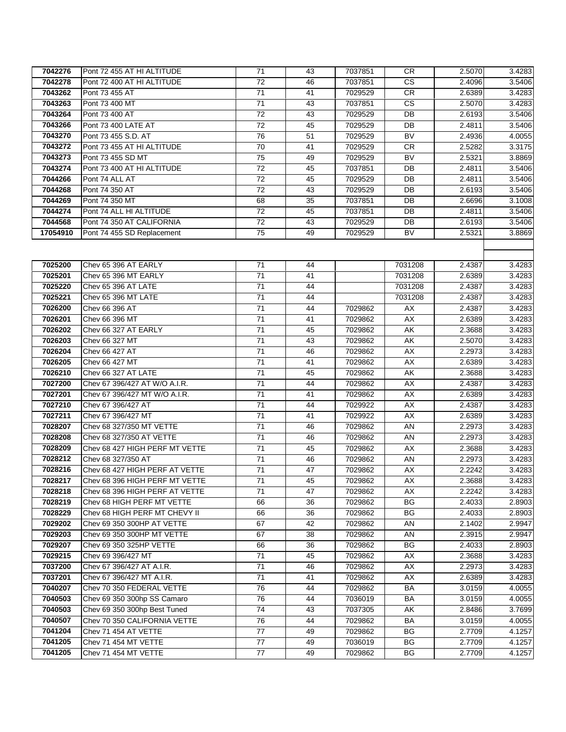| | | | | | | | |
|---|---|---|---|---|---|---|---|
| **7042276** | Pont 72 455 AT HI ALTITUDE | 71 | 43 | 7037851 | CR | 2.5070 | 3.4283 |
| **7042278** | Pont 72 400 AT HI ALTITUDE | 72 | 46 | 7037851 | CS | 2.4096 | 3.5406 |
| **7043262** | Pont 73 455 AT | 71 | 41 | 7029529 | CR | 2.6389 | 3.4283 |
| **7043263** | Pont 73 400 MT | 71 | 43 | 7037851 | CS | 2.5070 | 3.4283 |
| **7043264** | Pont 73 400 AT | 72 | 43 | 7029529 | DB | 2.6193 | 3.5406 |
| **7043266** | Pont 73 400 LATE AT | 72 | 45 | 7029529 | DB | 2.4811 | 3.5406 |
| **7043270** | Pont 73 455 S.D. AT | 76 | 51 | 7029529 | BV | 2.4936 | 4.0055 |
| **7043272** | Pont 73 455 AT HI ALTITUDE | 70 | 41 | 7029529 | CR | 2.5282 | 3.3175 |
| **7043273** | Pont 73 455 SD MT | 75 | 49 | 7029529 | BV | 2.5321 | 3.8869 |
| **7043274** | Pont 73 400 AT HI ALTITUDE | 72 | 45 | 7037851 | DB | 2.4811 | 3.5406 |
| **7044266** | Pont 74 ALL AT | 72 | 45 | 7029529 | DB | 2.4811 | 3.5406 |
| **7044268** | Pont 74 350 AT | 72 | 43 | 7029529 | DB | 2.6193 | 3.5406 |
| **7044269** | Pont 74 350 MT | 68 | 35 | 7037851 | DB | 2.6696 | 3.1008 |
| **7044274** | Pont 74 ALL HI ALTITUDE | 72 | 45 | 7037851 | DB | 2.4811 | 3.5406 |
| **7044568** | Pont 74 350 AT CALIFORNIA | 72 | 43 | 7029529 | DB | 2.6193 | 3.5406 |
| **17054910** | Pont 74 455 SD Replacement | 75 | 49 | 7029529 | BV | 2.5321 | 3.8869 |
| | | | | | | | |
| **7025200** | Chev 65 396 AT EARLY | 71 | 44 | | 7031208 | 2.4387 | 3.4283 |
| **7025201** | Chev 65 396 MT EARLY | 71 | 41 | | 7031208 | 2.6389 | 3.4283 |
| **7025220** | Chev 65 396 AT LATE | 71 | 44 | | 7031208 | 2.4387 | 3.4283 |
| **7025221** | Chev 65 396 MT LATE | 71 | 44 | | 7031208 | 2.4387 | 3.4283 |
| **7026200** | Chev 66 396 AT | 71 | 44 | 7029862 | AX | 2.4387 | 3.4283 |
| **7026201** | Chev 66 396 MT | 71 | 41 | 7029862 | AX | 2.6389 | 3.4283 |
| **7026202** | Chev 66 327 AT EARLY | 71 | 45 | 7029862 | AK | 2.3688 | 3.4283 |
| **7026203** | Chev 66 327 MT | 71 | 43 | 7029862 | AK | 2.5070 | 3.4283 |
| **7026204** | Chev 66 427 AT | 71 | 46 | 7029862 | AX | 2.2973 | 3.4283 |
| **7026205** | Chev 66 427 MT | 71 | 41 | 7029862 | AX | 2.6389 | 3.4283 |
| **7026210** | Chev 66 327 AT LATE | 71 | 45 | 7029862 | AK | 2.3688 | 3.4283 |
| **7027200** | Chev 67 396/427 AT W/O A.I.R. | 71 | 44 | 7029862 | AX | 2.4387 | 3.4283 |
| **7027201** | Chev 67 396/427 MT W/O A.I.R. | 71 | 41 | 7029862 | AX | 2.6389 | 3.4283 |
| **7027210** | Chev 67 396/427 AT | 71 | 44 | 7029922 | AX | 2.4387 | 3.4283 |
| **7027211** | Chev 67 396/427 MT | 71 | 41 | 7029922 | AX | 2.6389 | 3.4283 |
| **7028207** | Chev 68 327/350 MT VETTE | 71 | 46 | 7029862 | AN | 2.2973 | 3.4283 |
| **7028208** | Chev 68 327/350 AT VETTE | 71 | 46 | 7029862 | AN | 2.2973 | 3.4283 |
| **7028209** | Chev 68 427 HIGH PERF MT VETTE | 71 | 45 | 7029862 | AX | 2.3688 | 3.4283 |
| **7028212** | Chev 68 327/350 AT | 71 | 46 | 7029862 | AN | 2.2973 | 3.4283 |
| **7028216** | Chev 68 427 HIGH PERF AT VETTE | 71 | 47 | 7029862 | AX | 2.2242 | 3.4283 |
| **7028217** | Chev 68 396 HIGH PERF MT VETTE | 71 | 45 | 7029862 | AX | 2.3688 | 3.4283 |
| **7028218** | Chev 68 396 HIGH PERF AT VETTE | 71 | 47 | 7029862 | AX | 2.2242 | 3.4283 |
| **7028219** | Chev 68 HIGH PERF MT VETTE | 66 | 36 | 7029862 | BG | 2.4033 | 2.8903 |
| **7028229** | Chev 68 HIGH PERF MT CHEVY II | 66 | 36 | 7029862 | BG | 2.4033 | 2.8903 |
| **7029202** | Chev 69 350 300HP AT VETTE | 67 | 42 | 7029862 | AN | 2.1402 | 2.9947 |
| **7029203** | Chev 69 350 300HP MT VETTE | 67 | 38 | 7029862 | AN | 2.3915 | 2.9947 |
| **7029207** | Chev 69 350 325HP VETTE | 66 | 36 | 7029862 | BG | 2.4033 | 2.8903 |
| **7029215** | Chev 69 396/427 MT | 71 | 45 | 7029862 | AX | 2.3688 | 3.4283 |
| **7037200** | Chev 67 396/427 AT A.I.R. | 71 | 46 | 7029862 | AX | 2.2973 | 3.4283 |
| **7037201** | Chev 67 396/427 MT A.I.R. | 71 | 41 | 7029862 | AX | 2.6389 | 3.4283 |
| **7040207** | Chev 70 350 FEDERAL VETTE | 76 | 44 | 7029862 | BA | 3.0159 | 4.0055 |
| **7040503** | Chev 69 350 300hp SS Camaro | 76 | 44 | 7036019 | BA | 3.0159 | 4.0055 |
| **7040503** | Chev 69 350 300hp Best Tuned | 74 | 43 | 7037305 | AK | 2.8486 | 3.7699 |
| **7040507** | Chev 70 350 CALIFORNIA VETTE | 76 | 44 | 7029862 | BA | 3.0159 | 4.0055 |
| **7041204** | Chev 71 454 AT VETTE | 77 | 49 | 7029862 | BG | 2.7709 | 4.1257 |
| **7041205** | Chev 71 454 MT VETTE | 77 | 49 | 7036019 | BG | 2.7709 | 4.1257 |
| **7041205** | Chev 71 454 MT VETTE | 77 | 49 | 7029862 | BG | 2.7709 | 4.1257 |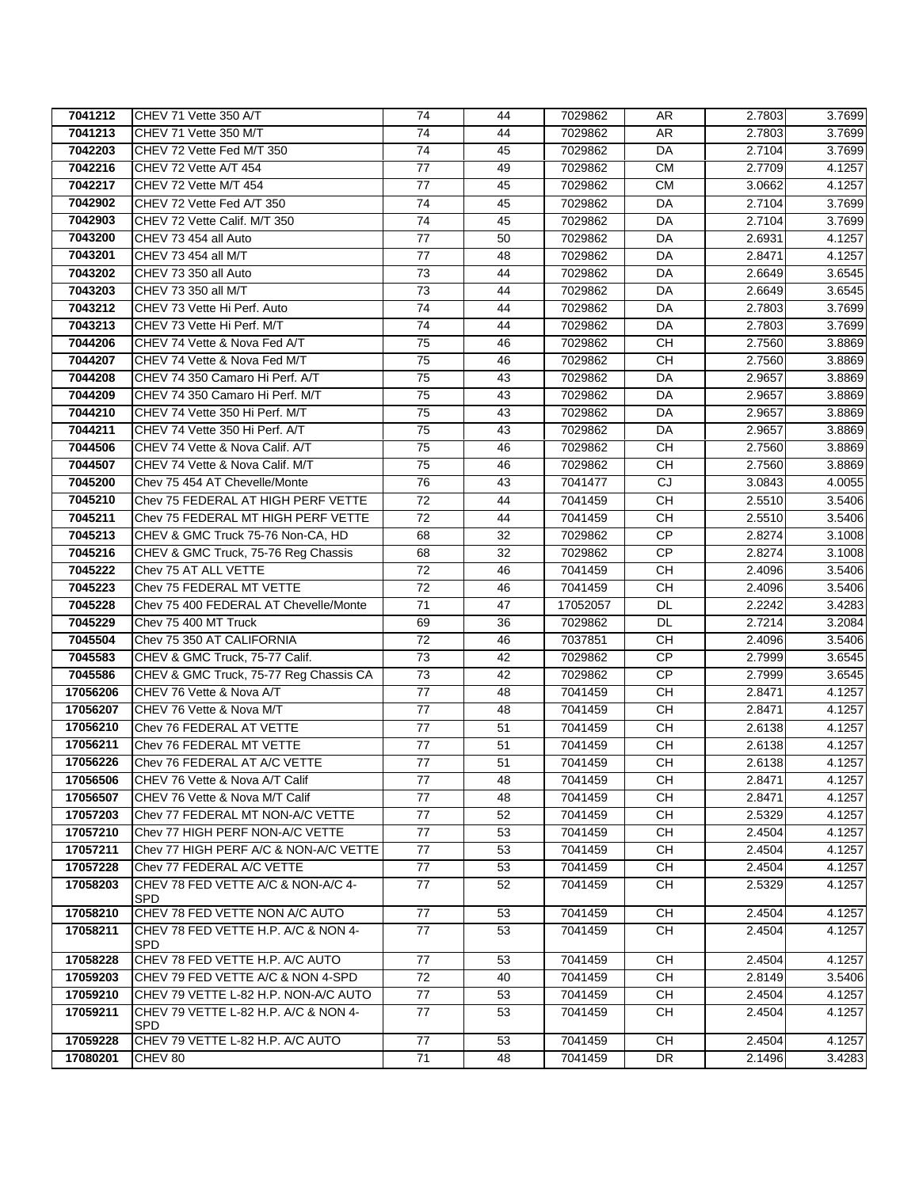| | | | | | | | |
|---|---|---|---|---|---|---|---|
| **7041212** | CHEV 71 Vette 350 A/T | 74 | 44 | 7029862 | AR | 2.7803 | 3.7699 |
| **7041213** | CHEV 71 Vette 350 M/T | 74 | 44 | 7029862 | AR | 2.7803 | 3.7699 |
| **7042203** | CHEV 72 Vette Fed M/T 350 | 74 | 45 | 7029862 | DA | 2.7104 | 3.7699 |
| **7042216** | CHEV 72 Vette A/T 454 | 77 | 49 | 7029862 | CM | 2.7709 | 4.1257 |
| **7042217** | CHEV 72 Vette M/T 454 | 77 | 45 | 7029862 | CM | 3.0662 | 4.1257 |
| **7042902** | CHEV 72 Vette Fed A/T 350 | 74 | 45 | 7029862 | DA | 2.7104 | 3.7699 |
| **7042903** | CHEV 72 Vette Calif. M/T 350 | 74 | 45 | 7029862 | DA | 2.7104 | 3.7699 |
| **7043200** | CHEV 73 454 all Auto | 77 | 50 | 7029862 | DA | 2.6931 | 4.1257 |
| **7043201** | CHEV 73 454 all M/T | 77 | 48 | 7029862 | DA | 2.8471 | 4.1257 |
| **7043202** | CHEV 73 350 all Auto | 73 | 44 | 7029862 | DA | 2.6649 | 3.6545 |
| **7043203** | CHEV 73 350 all M/T | 73 | 44 | 7029862 | DA | 2.6649 | 3.6545 |
| **7043212** | CHEV 73 Vette Hi Perf. Auto | 74 | 44 | 7029862 | DA | 2.7803 | 3.7699 |
| **7043213** | CHEV 73 Vette Hi Perf. M/T | 74 | 44 | 7029862 | DA | 2.7803 | 3.7699 |
| **7044206** | CHEV 74 Vette & Nova Fed A/T | 75 | 46 | 7029862 | CH | 2.7560 | 3.8869 |
| **7044207** | CHEV 74 Vette & Nova Fed M/T | 75 | 46 | 7029862 | CH | 2.7560 | 3.8869 |
| **7044208** | CHEV 74 350 Camaro Hi Perf. A/T | 75 | 43 | 7029862 | DA | 2.9657 | 3.8869 |
| **7044209** | CHEV 74 350 Camaro Hi Perf. M/T | 75 | 43 | 7029862 | DA | 2.9657 | 3.8869 |
| **7044210** | CHEV 74 Vette 350 Hi Perf. M/T | 75 | 43 | 7029862 | DA | 2.9657 | 3.8869 |
| **7044211** | CHEV 74 Vette 350 Hi Perf. A/T | 75 | 43 | 7029862 | DA | 2.9657 | 3.8869 |
| **7044506** | CHEV 74 Vette & Nova Calif. A/T | 75 | 46 | 7029862 | CH | 2.7560 | 3.8869 |
| **7044507** | CHEV 74 Vette & Nova Calif. M/T | 75 | 46 | 7029862 | CH | 2.7560 | 3.8869 |
| **7045200** | Chev 75 454 AT Chevelle/Monte | 76 | 43 | 7041477 | CJ | 3.0843 | 4.0055 |
| **7045210** | Chev 75 FEDERAL AT HIGH PERF VETTE | 72 | 44 | 7041459 | CH | 2.5510 | 3.5406 |
| **7045211** | Chev 75 FEDERAL MT HIGH PERF VETTE | 72 | 44 | 7041459 | CH | 2.5510 | 3.5406 |
| **7045213** | CHEV & GMC Truck 75-76 Non-CA, HD | 68 | 32 | 7029862 | CP | 2.8274 | 3.1008 |
| **7045216** | CHEV & GMC Truck, 75-76 Reg Chassis | 68 | 32 | 7029862 | CP | 2.8274 | 3.1008 |
| **7045222** | Chev 75 AT ALL VETTE | 72 | 46 | 7041459 | CH | 2.4096 | 3.5406 |
| **7045223** | Chev 75 FEDERAL MT VETTE | 72 | 46 | 7041459 | CH | 2.4096 | 3.5406 |
| **7045228** | Chev 75 400 FEDERAL AT Chevelle/Monte | 71 | 47 | 17052057 | DL | 2.2242 | 3.4283 |
| **7045229** | Chev 75 400 MT Truck | 69 | 36 | 7029862 | DL | 2.7214 | 3.2084 |
| **7045504** | Chev 75 350 AT CALIFORNIA | 72 | 46 | 7037851 | CH | 2.4096 | 3.5406 |
| **7045583** | CHEV & GMC Truck, 75-77 Calif. | 73 | 42 | 7029862 | CP | 2.7999 | 3.6545 |
| **7045586** | CHEV & GMC Truck, 75-77 Reg Chassis CA | 73 | 42 | 7029862 | CP | 2.7999 | 3.6545 |
| **17056206** | CHEV 76 Vette & Nova A/T | 77 | 48 | 7041459 | CH | 2.8471 | 4.1257 |
| **17056207** | CHEV 76 Vette & Nova M/T | 77 | 48 | 7041459 | CH | 2.8471 | 4.1257 |
| **17056210** | Chev 76 FEDERAL AT VETTE | 77 | 51 | 7041459 | CH | 2.6138 | 4.1257 |
| **17056211** | Chev 76 FEDERAL MT VETTE | 77 | 51 | 7041459 | CH | 2.6138 | 4.1257 |
| **17056226** | Chev 76 FEDERAL AT A/C VETTE | 77 | 51 | 7041459 | CH | 2.6138 | 4.1257 |
| **17056506** | CHEV 76 Vette & Nova A/T Calif | 77 | 48 | 7041459 | CH | 2.8471 | 4.1257 |
| **17056507** | CHEV 76 Vette & Nova M/T Calif | 77 | 48 | 7041459 | CH | 2.8471 | 4.1257 |
| **17057203** | Chev 77 FEDERAL MT NON-A/C VETTE | 77 | 52 | 7041459 | CH | 2.5329 | 4.1257 |
| **17057210** | Chev 77 HIGH PERF NON-A/C VETTE | 77 | 53 | 7041459 | CH | 2.4504 | 4.1257 |
| **17057211** | Chev 77 HIGH PERF A/C & NON-A/C VETTE | 77 | 53 | 7041459 | CH | 2.4504 | 4.1257 |
| **17057228** | Chev 77 FEDERAL A/C VETTE | 77 | 53 | 7041459 | CH | 2.4504 | 4.1257 |
| **17058203** | CHEV 78 FED VETTE A/C & NON-A/C 4-SPD | 77 | 52 | 7041459 | CH | 2.5329 | 4.1257 |
| **17058210** | CHEV 78 FED VETTE NON A/C AUTO | 77 | 53 | 7041459 | CH | 2.4504 | 4.1257 |
| **17058211** | CHEV 78 FED VETTE H.P. A/C & NON 4-SPD | 77 | 53 | 7041459 | CH | 2.4504 | 4.1257 |
| **17058228** | CHEV 78 FED VETTE H.P. A/C AUTO | 77 | 53 | 7041459 | CH | 2.4504 | 4.1257 |
| **17059203** | CHEV 79 FED VETTE A/C & NON 4-SPD | 72 | 40 | 7041459 | CH | 2.8149 | 3.5406 |
| **17059210** | CHEV 79 VETTE L-82 H.P. NON-A/C AUTO | 77 | 53 | 7041459 | CH | 2.4504 | 4.1257 |
| **17059211** | CHEV 79 VETTE L-82 H.P. A/C & NON 4-SPD | 77 | 53 | 7041459 | CH | 2.4504 | 4.1257 |
| **17059228** | CHEV 79 VETTE L-82 H.P. A/C AUTO | 77 | 53 | 7041459 | CH | 2.4504 | 4.1257 |
| **17080201** | CHEV 80 | 71 | 48 | 7041459 | DR | 2.1496 | 3.4283 |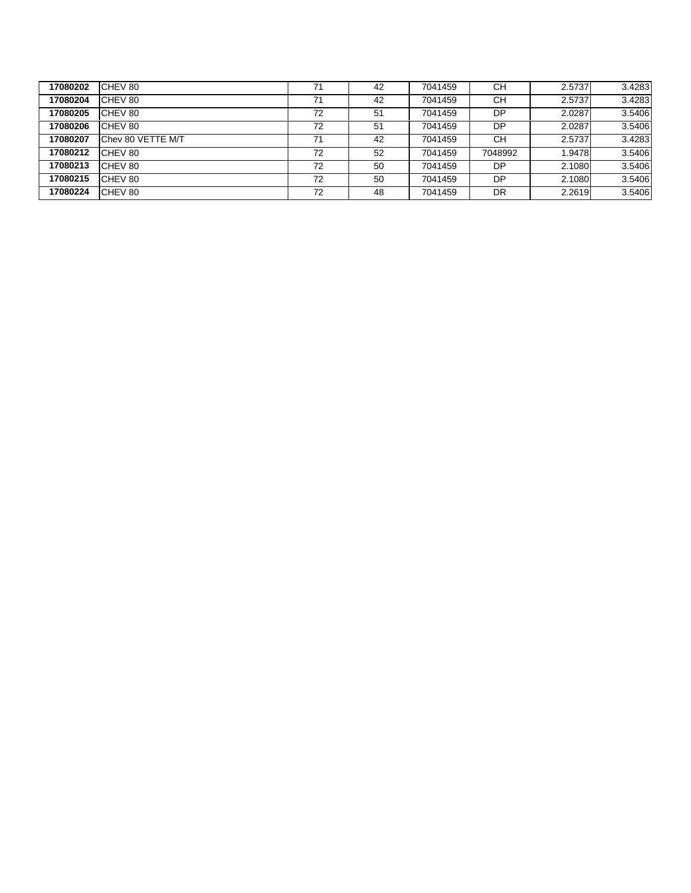| | | | | | | | |
|---|---|---|---|---|---|---|---|
| **17080202** | CHEV 80 | 71 | 42 | 7041459 | CH | 2.5737 | 3.4283 |
| **17080204** | CHEV 80 | 71 | 42 | 7041459 | CH | 2.5737 | 3.4283 |
| **17080205** | CHEV 80 | 72 | 51 | 7041459 | DP | 2.0287 | 3.5406 |
| **17080206** | CHEV 80 | 72 | 51 | 7041459 | DP | 2.0287 | 3.5406 |
| **17080207** | Chev 80 VETTE M/T | 71 | 42 | 7041459 | CH | 2.5737 | 3.4283 |
| **17080212** | CHEV 80 | 72 | 52 | 7041459 | 7048992 | 1.9478 | 3.5406 |
| **17080213** | CHEV 80 | 72 | 50 | 7041459 | DP | 2.1080 | 3.5406 |
| **17080215** | CHEV 80 | 72 | 50 | 7041459 | DP | 2.1080 | 3.5406 |
| **17080224** | CHEV 80 | 72 | 48 | 7041459 | DR | 2.2619 | 3.5406 |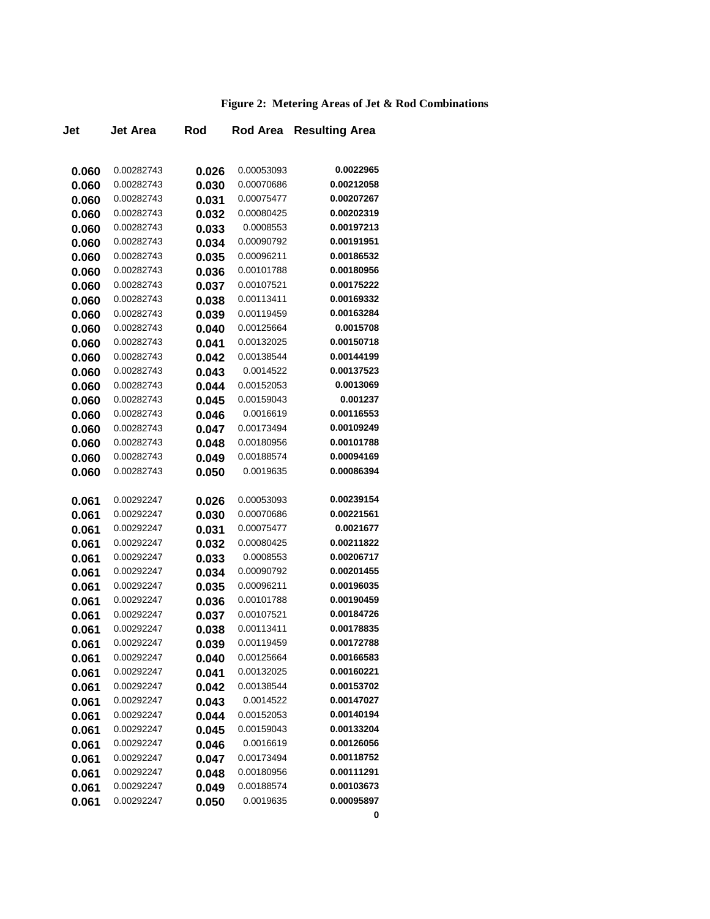**Figure 2: Metering Areas of Jet & Rod Combinations**

| Jet | Jet Area | Rod | Rod Area | Resulting Area |
|---|---|---|---|---|
| 0.060 | 0.00282743 | 0.026 | 0.00053093 | 0.0022965 |
| 0.060 | 0.00282743 | 0.030 | 0.00070686 | 0.00212058 |
| 0.060 | 0.00282743 | 0.031 | 0.00075477 | 0.00207267 |
| 0.060 | 0.00282743 | 0.032 | 0.00080425 | 0.00202319 |
| 0.060 | 0.00282743 | 0.033 | 0.0008553 | 0.00197213 |
| 0.060 | 0.00282743 | 0.034 | 0.00090792 | 0.00191951 |
| 0.060 | 0.00282743 | 0.035 | 0.00096211 | 0.00186532 |
| 0.060 | 0.00282743 | 0.036 | 0.00101788 | 0.00180956 |
| 0.060 | 0.00282743 | 0.037 | 0.00107521 | 0.00175222 |
| 0.060 | 0.00282743 | 0.038 | 0.00113411 | 0.00169332 |
| 0.060 | 0.00282743 | 0.039 | 0.00119459 | 0.00163284 |
| 0.060 | 0.00282743 | 0.040 | 0.00125664 | 0.0015708 |
| 0.060 | 0.00282743 | 0.041 | 0.00132025 | 0.00150718 |
| 0.060 | 0.00282743 | 0.042 | 0.00138544 | 0.00144199 |
| 0.060 | 0.00282743 | 0.043 | 0.0014522 | 0.00137523 |
| 0.060 | 0.00282743 | 0.044 | 0.00152053 | 0.0013069 |
| 0.060 | 0.00282743 | 0.045 | 0.00159043 | 0.001237 |
| 0.060 | 0.00282743 | 0.046 | 0.0016619 | 0.00116553 |
| 0.060 | 0.00282743 | 0.047 | 0.00173494 | 0.00109249 |
| 0.060 | 0.00282743 | 0.048 | 0.00180956 | 0.00101788 |
| 0.060 | 0.00282743 | 0.049 | 0.00188574 | 0.00094169 |
| 0.060 | 0.00282743 | 0.050 | 0.0019635 | 0.00086394 |
| | | | | |
| 0.061 | 0.00292247 | 0.026 | 0.00053093 | 0.00239154 |
| 0.061 | 0.00292247 | 0.030 | 0.00070686 | 0.00221561 |
| 0.061 | 0.00292247 | 0.031 | 0.00075477 | 0.0021677 |
| 0.061 | 0.00292247 | 0.032 | 0.00080425 | 0.00211822 |
| 0.061 | 0.00292247 | 0.033 | 0.0008553 | 0.00206717 |
| 0.061 | 0.00292247 | 0.034 | 0.00090792 | 0.00201455 |
| 0.061 | 0.00292247 | 0.035 | 0.00096211 | 0.00196035 |
| 0.061 | 0.00292247 | 0.036 | 0.00101788 | 0.00190459 |
| 0.061 | 0.00292247 | 0.037 | 0.00107521 | 0.00184726 |
| 0.061 | 0.00292247 | 0.038 | 0.00113411 | 0.00178835 |
| 0.061 | 0.00292247 | 0.039 | 0.00119459 | 0.00172788 |
| 0.061 | 0.00292247 | 0.040 | 0.00125664 | 0.00166583 |
| 0.061 | 0.00292247 | 0.041 | 0.00132025 | 0.00160221 |
| 0.061 | 0.00292247 | 0.042 | 0.00138544 | 0.00153702 |
| 0.061 | 0.00292247 | 0.043 | 0.0014522 | 0.00147027 |
| 0.061 | 0.00292247 | 0.044 | 0.00152053 | 0.00140194 |
| 0.061 | 0.00292247 | 0.045 | 0.00159043 | 0.00133204 |
| 0.061 | 0.00292247 | 0.046 | 0.0016619 | 0.00126056 |
| 0.061 | 0.00292247 | 0.047 | 0.00173494 | 0.00118752 |
| 0.061 | 0.00292247 | 0.048 | 0.00180956 | 0.00111291 |
| 0.061 | 0.00292247 | 0.049 | 0.00188574 | 0.00103673 |
| 0.061 | 0.00292247 | 0.050 | 0.0019635 | 0.00095897 |
| | | | | 0 |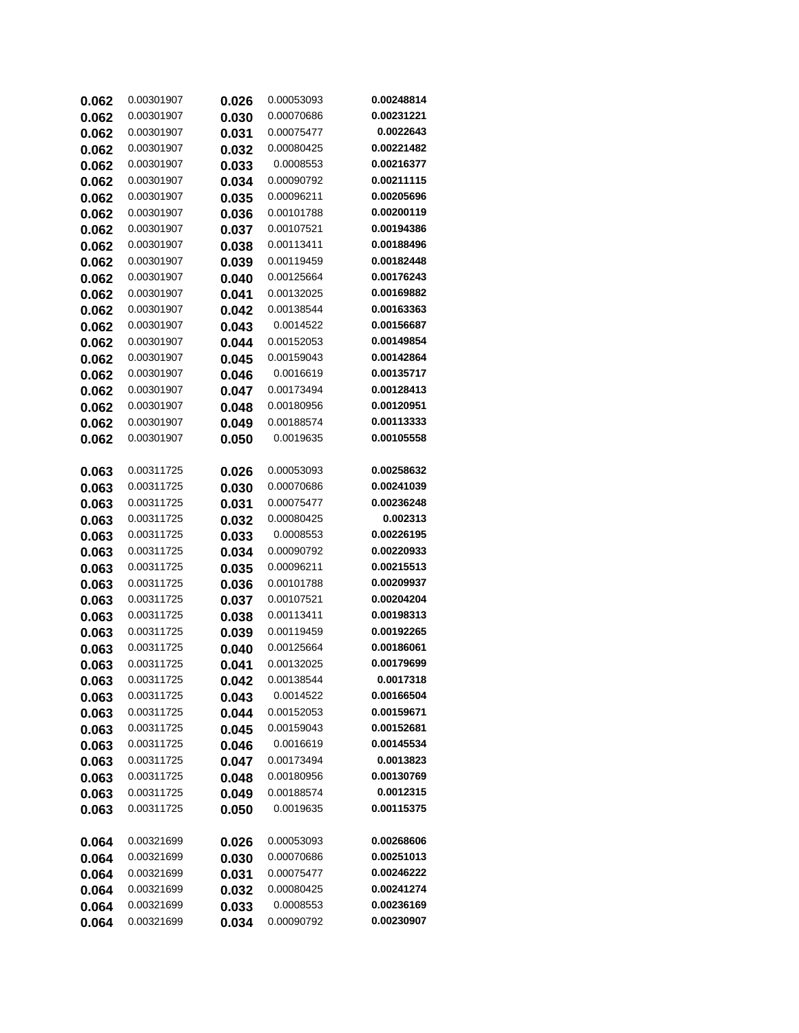| | | | | |
|---|---|---|---|---|
| **0.062** | 0.00301907 | **0.026** | 0.00053093 | **0.00248814** |
| **0.062** | 0.00301907 | **0.030** | 0.00070686 | **0.00231221** |
| **0.062** | 0.00301907 | **0.031** | 0.00075477 | **0.0022643** |
| **0.062** | 0.00301907 | **0.032** | 0.00080425 | **0.00221482** |
| **0.062** | 0.00301907 | **0.033** | 0.0008553 | **0.00216377** |
| **0.062** | 0.00301907 | **0.034** | 0.00090792 | **0.00211115** |
| **0.062** | 0.00301907 | **0.035** | 0.00096211 | **0.00205696** |
| **0.062** | 0.00301907 | **0.036** | 0.00101788 | **0.00200119** |
| **0.062** | 0.00301907 | **0.037** | 0.00107521 | **0.00194386** |
| **0.062** | 0.00301907 | **0.038** | 0.00113411 | **0.00188496** |
| **0.062** | 0.00301907 | **0.039** | 0.00119459 | **0.00182448** |
| **0.062** | 0.00301907 | **0.040** | 0.00125664 | **0.00176243** |
| **0.062** | 0.00301907 | **0.041** | 0.00132025 | **0.00169882** |
| **0.062** | 0.00301907 | **0.042** | 0.00138544 | **0.00163363** |
| **0.062** | 0.00301907 | **0.043** | 0.0014522 | **0.00156687** |
| **0.062** | 0.00301907 | **0.044** | 0.00152053 | **0.00149854** |
| **0.062** | 0.00301907 | **0.045** | 0.00159043 | **0.00142864** |
| **0.062** | 0.00301907 | **0.046** | 0.0016619 | **0.00135717** |
| **0.062** | 0.00301907 | **0.047** | 0.00173494 | **0.00128413** |
| **0.062** | 0.00301907 | **0.048** | 0.00180956 | **0.00120951** |
| **0.062** | 0.00301907 | **0.049** | 0.00188574 | **0.00113333** |
| **0.062** | 0.00301907 | **0.050** | 0.0019635 | **0.00105558** |
| | | | | |
| **0.063** | 0.00311725 | **0.026** | 0.00053093 | **0.00258632** |
| **0.063** | 0.00311725 | **0.030** | 0.00070686 | **0.00241039** |
| **0.063** | 0.00311725 | **0.031** | 0.00075477 | **0.00236248** |
| **0.063** | 0.00311725 | **0.032** | 0.00080425 | **0.002313** |
| **0.063** | 0.00311725 | **0.033** | 0.0008553 | **0.00226195** |
| **0.063** | 0.00311725 | **0.034** | 0.00090792 | **0.00220933** |
| **0.063** | 0.00311725 | **0.035** | 0.00096211 | **0.00215513** |
| **0.063** | 0.00311725 | **0.036** | 0.00101788 | **0.00209937** |
| **0.063** | 0.00311725 | **0.037** | 0.00107521 | **0.00204204** |
| **0.063** | 0.00311725 | **0.038** | 0.00113411 | **0.00198313** |
| **0.063** | 0.00311725 | **0.039** | 0.00119459 | **0.00192265** |
| **0.063** | 0.00311725 | **0.040** | 0.00125664 | **0.00186061** |
| **0.063** | 0.00311725 | **0.041** | 0.00132025 | **0.00179699** |
| **0.063** | 0.00311725 | **0.042** | 0.00138544 | **0.0017318** |
| **0.063** | 0.00311725 | **0.043** | 0.0014522 | **0.00166504** |
| **0.063** | 0.00311725 | **0.044** | 0.00152053 | **0.00159671** |
| **0.063** | 0.00311725 | **0.045** | 0.00159043 | **0.00152681** |
| **0.063** | 0.00311725 | **0.046** | 0.0016619 | **0.00145534** |
| **0.063** | 0.00311725 | **0.047** | 0.00173494 | **0.0013823** |
| **0.063** | 0.00311725 | **0.048** | 0.00180956 | **0.00130769** |
| **0.063** | 0.00311725 | **0.049** | 0.00188574 | **0.0012315** |
| **0.063** | 0.00311725 | **0.050** | 0.0019635 | **0.00115375** |
| | | | | |
| **0.064** | 0.00321699 | **0.026** | 0.00053093 | **0.00268606** |
| **0.064** | 0.00321699 | **0.030** | 0.00070686 | **0.00251013** |
| **0.064** | 0.00321699 | **0.031** | 0.00075477 | **0.00246222** |
| **0.064** | 0.00321699 | **0.032** | 0.00080425 | **0.00241274** |
| **0.064** | 0.00321699 | **0.033** | 0.0008553 | **0.00236169** |
| **0.064** | 0.00321699 | **0.034** | 0.00090792 | **0.00230907** |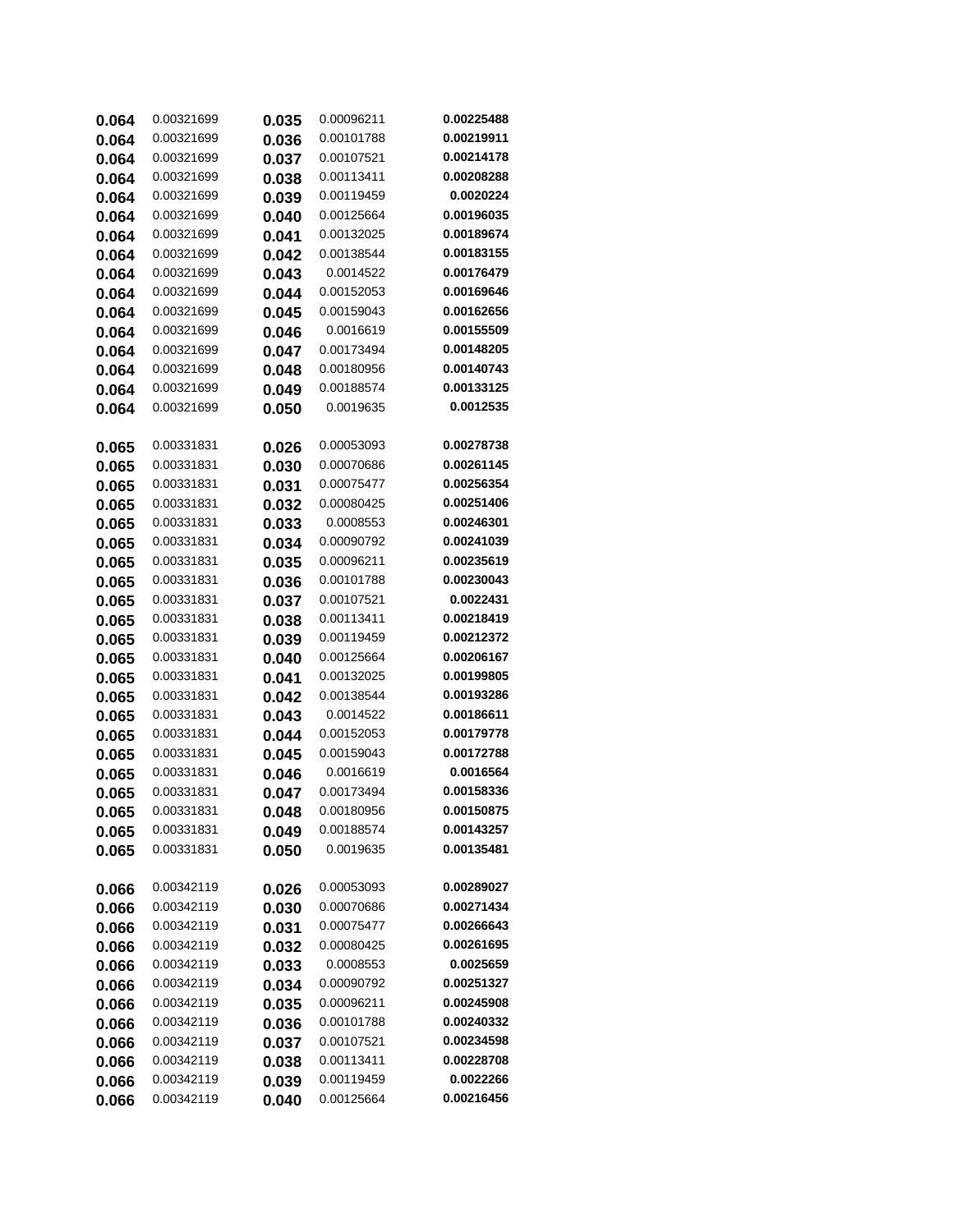| | | | | |
|---|---|---|---|---|
| **0.064** | 0.00321699 | **0.035** | 0.00096211 | **0.00225488** |
| **0.064** | 0.00321699 | **0.036** | 0.00101788 | **0.00219911** |
| **0.064** | 0.00321699 | **0.037** | 0.00107521 | **0.00214178** |
| **0.064** | 0.00321699 | **0.038** | 0.00113411 | **0.00208288** |
| **0.064** | 0.00321699 | **0.039** | 0.00119459 | **0.0020224** |
| **0.064** | 0.00321699 | **0.040** | 0.00125664 | **0.00196035** |
| **0.064** | 0.00321699 | **0.041** | 0.00132025 | **0.00189674** |
| **0.064** | 0.00321699 | **0.042** | 0.00138544 | **0.00183155** |
| **0.064** | 0.00321699 | **0.043** | 0.0014522 | **0.00176479** |
| **0.064** | 0.00321699 | **0.044** | 0.00152053 | **0.00169646** |
| **0.064** | 0.00321699 | **0.045** | 0.00159043 | **0.00162656** |
| **0.064** | 0.00321699 | **0.046** | 0.0016619 | **0.00155509** |
| **0.064** | 0.00321699 | **0.047** | 0.00173494 | **0.00148205** |
| **0.064** | 0.00321699 | **0.048** | 0.00180956 | **0.00140743** |
| **0.064** | 0.00321699 | **0.049** | 0.00188574 | **0.00133125** |
| **0.064** | 0.00321699 | **0.050** | 0.0019635 | **0.0012535** |
| | | | | |
| **0.065** | 0.00331831 | **0.026** | 0.00053093 | **0.00278738** |
| **0.065** | 0.00331831 | **0.030** | 0.00070686 | **0.00261145** |
| **0.065** | 0.00331831 | **0.031** | 0.00075477 | **0.00256354** |
| **0.065** | 0.00331831 | **0.032** | 0.00080425 | **0.00251406** |
| **0.065** | 0.00331831 | **0.033** | 0.0008553 | **0.00246301** |
| **0.065** | 0.00331831 | **0.034** | 0.00090792 | **0.00241039** |
| **0.065** | 0.00331831 | **0.035** | 0.00096211 | **0.00235619** |
| **0.065** | 0.00331831 | **0.036** | 0.00101788 | **0.00230043** |
| **0.065** | 0.00331831 | **0.037** | 0.00107521 | **0.0022431** |
| **0.065** | 0.00331831 | **0.038** | 0.00113411 | **0.00218419** |
| **0.065** | 0.00331831 | **0.039** | 0.00119459 | **0.00212372** |
| **0.065** | 0.00331831 | **0.040** | 0.00125664 | **0.00206167** |
| **0.065** | 0.00331831 | **0.041** | 0.00132025 | **0.00199805** |
| **0.065** | 0.00331831 | **0.042** | 0.00138544 | **0.00193286** |
| **0.065** | 0.00331831 | **0.043** | 0.0014522 | **0.00186611** |
| **0.065** | 0.00331831 | **0.044** | 0.00152053 | **0.00179778** |
| **0.065** | 0.00331831 | **0.045** | 0.00159043 | **0.00172788** |
| **0.065** | 0.00331831 | **0.046** | 0.0016619 | **0.0016564** |
| **0.065** | 0.00331831 | **0.047** | 0.00173494 | **0.00158336** |
| **0.065** | 0.00331831 | **0.048** | 0.00180956 | **0.00150875** |
| **0.065** | 0.00331831 | **0.049** | 0.00188574 | **0.00143257** |
| **0.065** | 0.00331831 | **0.050** | 0.0019635 | **0.00135481** |
| | | | | |
| **0.066** | 0.00342119 | **0.026** | 0.00053093 | **0.00289027** |
| **0.066** | 0.00342119 | **0.030** | 0.00070686 | **0.00271434** |
| **0.066** | 0.00342119 | **0.031** | 0.00075477 | **0.00266643** |
| **0.066** | 0.00342119 | **0.032** | 0.00080425 | **0.00261695** |
| **0.066** | 0.00342119 | **0.033** | 0.0008553 | **0.0025659** |
| **0.066** | 0.00342119 | **0.034** | 0.00090792 | **0.00251327** |
| **0.066** | 0.00342119 | **0.035** | 0.00096211 | **0.00245908** |
| **0.066** | 0.00342119 | **0.036** | 0.00101788 | **0.00240332** |
| **0.066** | 0.00342119 | **0.037** | 0.00107521 | **0.00234598** |
| **0.066** | 0.00342119 | **0.038** | 0.00113411 | **0.00228708** |
| **0.066** | 0.00342119 | **0.039** | 0.00119459 | **0.0022266** |
| **0.066** | 0.00342119 | **0.040** | 0.00125664 | **0.00216456** |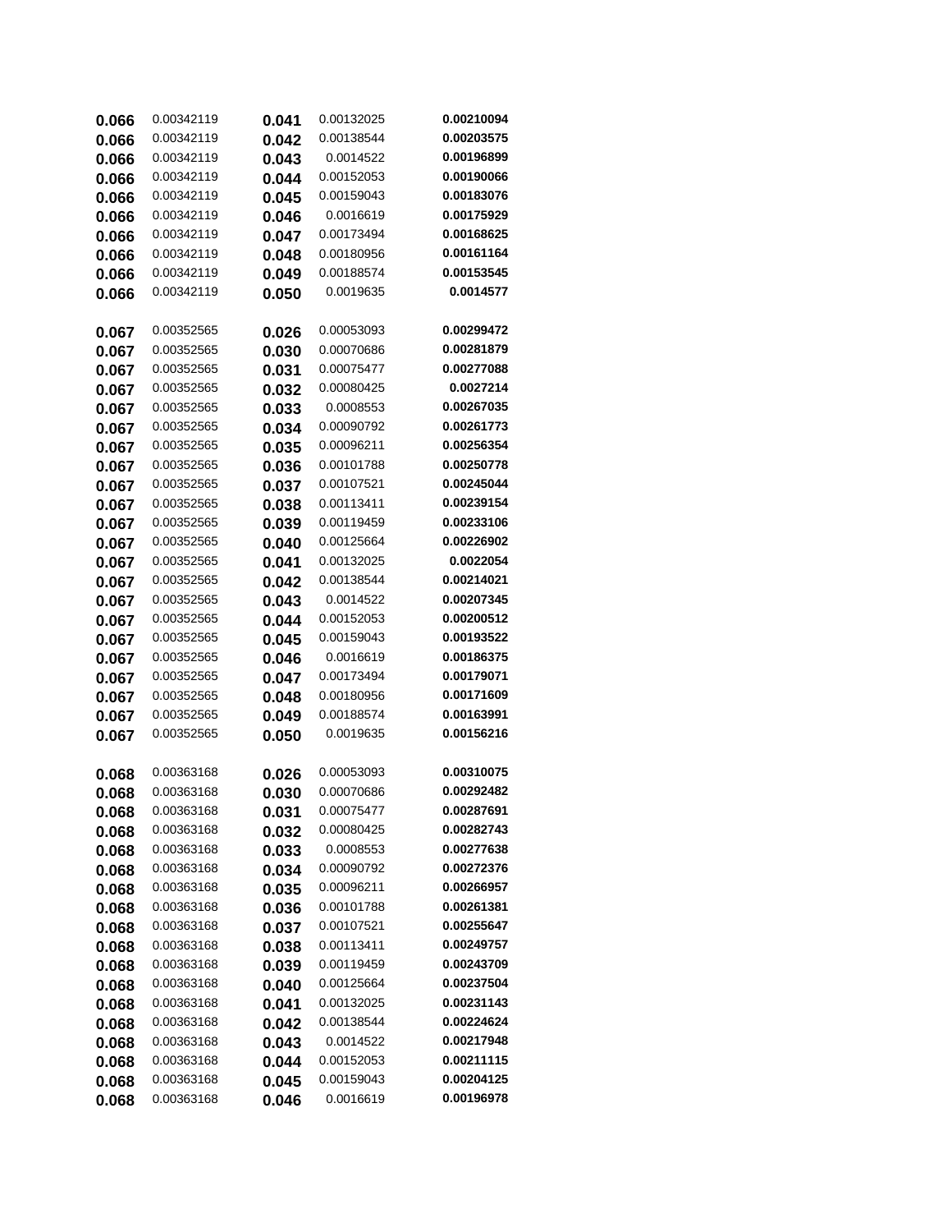| | | | | |
|---|---|---|---|---|
| **0.066** | 0.00342119 | **0.041** | 0.00132025 | **0.00210094** |
| **0.066** | 0.00342119 | **0.042** | 0.00138544 | **0.00203575** |
| **0.066** | 0.00342119 | **0.043** | 0.0014522 | **0.00196899** |
| **0.066** | 0.00342119 | **0.044** | 0.00152053 | **0.00190066** |
| **0.066** | 0.00342119 | **0.045** | 0.00159043 | **0.00183076** |
| **0.066** | 0.00342119 | **0.046** | 0.0016619 | **0.00175929** |
| **0.066** | 0.00342119 | **0.047** | 0.00173494 | **0.00168625** |
| **0.066** | 0.00342119 | **0.048** | 0.00180956 | **0.00161164** |
| **0.066** | 0.00342119 | **0.049** | 0.00188574 | **0.00153545** |
| **0.066** | 0.00342119 | **0.050** | 0.0019635 | **0.0014577** |
| | | | | |
| **0.067** | 0.00352565 | **0.026** | 0.00053093 | **0.00299472** |
| **0.067** | 0.00352565 | **0.030** | 0.00070686 | **0.00281879** |
| **0.067** | 0.00352565 | **0.031** | 0.00075477 | **0.00277088** |
| **0.067** | 0.00352565 | **0.032** | 0.00080425 | **0.0027214** |
| **0.067** | 0.00352565 | **0.033** | 0.0008553 | **0.00267035** |
| **0.067** | 0.00352565 | **0.034** | 0.00090792 | **0.00261773** |
| **0.067** | 0.00352565 | **0.035** | 0.00096211 | **0.00256354** |
| **0.067** | 0.00352565 | **0.036** | 0.00101788 | **0.00250778** |
| **0.067** | 0.00352565 | **0.037** | 0.00107521 | **0.00245044** |
| **0.067** | 0.00352565 | **0.038** | 0.00113411 | **0.00239154** |
| **0.067** | 0.00352565 | **0.039** | 0.00119459 | **0.00233106** |
| **0.067** | 0.00352565 | **0.040** | 0.00125664 | **0.00226902** |
| **0.067** | 0.00352565 | **0.041** | 0.00132025 | **0.0022054** |
| **0.067** | 0.00352565 | **0.042** | 0.00138544 | **0.00214021** |
| **0.067** | 0.00352565 | **0.043** | 0.0014522 | **0.00207345** |
| **0.067** | 0.00352565 | **0.044** | 0.00152053 | **0.00200512** |
| **0.067** | 0.00352565 | **0.045** | 0.00159043 | **0.00193522** |
| **0.067** | 0.00352565 | **0.046** | 0.0016619 | **0.00186375** |
| **0.067** | 0.00352565 | **0.047** | 0.00173494 | **0.00179071** |
| **0.067** | 0.00352565 | **0.048** | 0.00180956 | **0.00171609** |
| **0.067** | 0.00352565 | **0.049** | 0.00188574 | **0.00163991** |
| **0.067** | 0.00352565 | **0.050** | 0.0019635 | **0.00156216** |
| | | | | |
| **0.068** | 0.00363168 | **0.026** | 0.00053093 | **0.00310075** |
| **0.068** | 0.00363168 | **0.030** | 0.00070686 | **0.00292482** |
| **0.068** | 0.00363168 | **0.031** | 0.00075477 | **0.00287691** |
| **0.068** | 0.00363168 | **0.032** | 0.00080425 | **0.00282743** |
| **0.068** | 0.00363168 | **0.033** | 0.0008553 | **0.00277638** |
| **0.068** | 0.00363168 | **0.034** | 0.00090792 | **0.00272376** |
| **0.068** | 0.00363168 | **0.035** | 0.00096211 | **0.00266957** |
| **0.068** | 0.00363168 | **0.036** | 0.00101788 | **0.00261381** |
| **0.068** | 0.00363168 | **0.037** | 0.00107521 | **0.00255647** |
| **0.068** | 0.00363168 | **0.038** | 0.00113411 | **0.00249757** |
| **0.068** | 0.00363168 | **0.039** | 0.00119459 | **0.00243709** |
| **0.068** | 0.00363168 | **0.040** | 0.00125664 | **0.00237504** |
| **0.068** | 0.00363168 | **0.041** | 0.00132025 | **0.00231143** |
| **0.068** | 0.00363168 | **0.042** | 0.00138544 | **0.00224624** |
| **0.068** | 0.00363168 | **0.043** | 0.0014522 | **0.00217948** |
| **0.068** | 0.00363168 | **0.044** | 0.00152053 | **0.00211115** |
| **0.068** | 0.00363168 | **0.045** | 0.00159043 | **0.00204125** |
| **0.068** | 0.00363168 | **0.046** | 0.0016619 | **0.00196978** |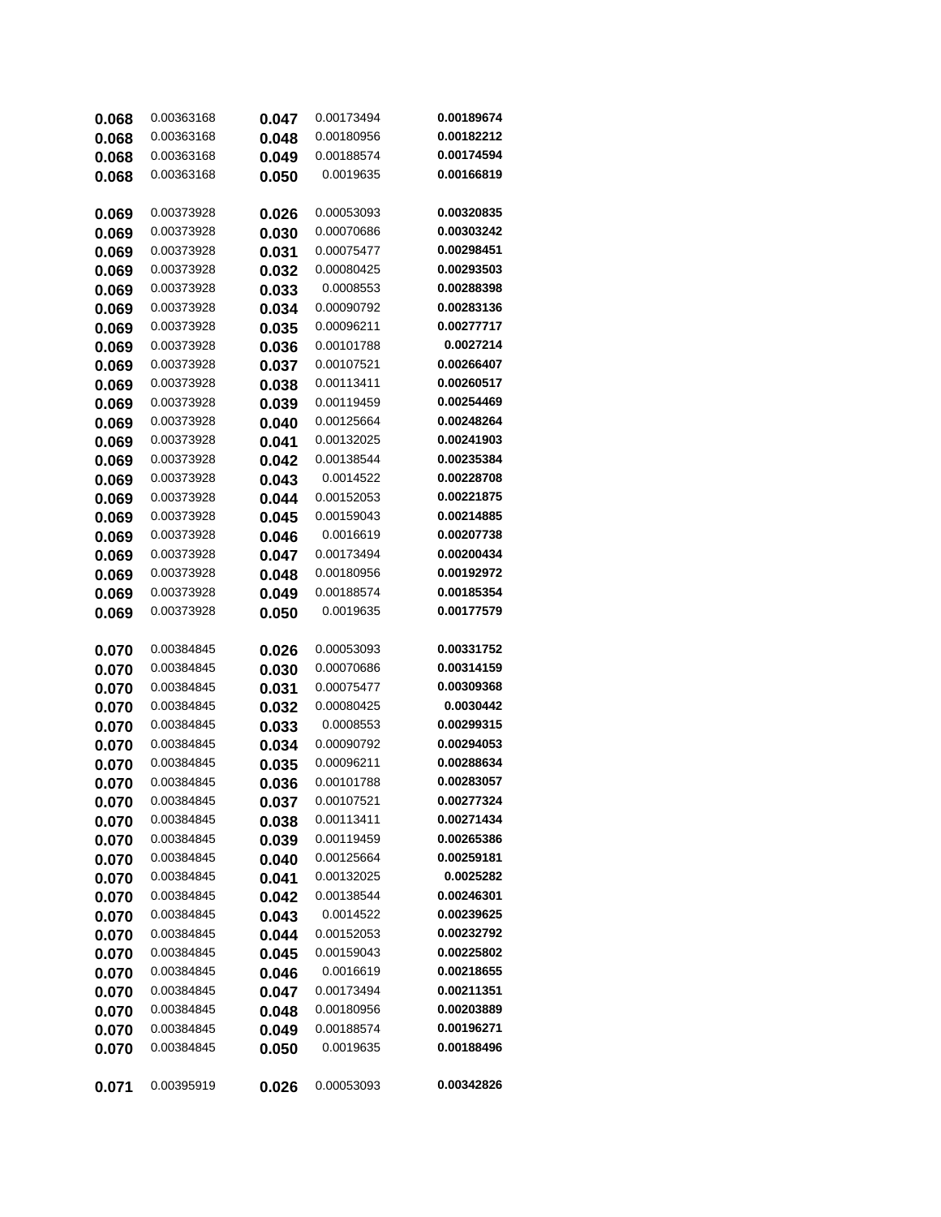| | | | | |
|---|---|---|---|---|
| **0.068** | 0.00363168 | **0.047** | 0.00173494 | **0.00189674** |
| **0.068** | 0.00363168 | **0.048** | 0.00180956 | **0.00182212** |
| **0.068** | 0.00363168 | **0.049** | 0.00188574 | **0.00174594** |
| **0.068** | 0.00363168 | **0.050** | 0.0019635 | **0.00166819** |
| | | | | |
| **0.069** | 0.00373928 | **0.026** | 0.00053093 | **0.00320835** |
| **0.069** | 0.00373928 | **0.030** | 0.00070686 | **0.00303242** |
| **0.069** | 0.00373928 | **0.031** | 0.00075477 | **0.00298451** |
| **0.069** | 0.00373928 | **0.032** | 0.00080425 | **0.00293503** |
| **0.069** | 0.00373928 | **0.033** | 0.0008553 | **0.00288398** |
| **0.069** | 0.00373928 | **0.034** | 0.00090792 | **0.00283136** |
| **0.069** | 0.00373928 | **0.035** | 0.00096211 | **0.00277717** |
| **0.069** | 0.00373928 | **0.036** | 0.00101788 | **0.0027214** |
| **0.069** | 0.00373928 | **0.037** | 0.00107521 | **0.00266407** |
| **0.069** | 0.00373928 | **0.038** | 0.00113411 | **0.00260517** |
| **0.069** | 0.00373928 | **0.039** | 0.00119459 | **0.00254469** |
| **0.069** | 0.00373928 | **0.040** | 0.00125664 | **0.00248264** |
| **0.069** | 0.00373928 | **0.041** | 0.00132025 | **0.00241903** |
| **0.069** | 0.00373928 | **0.042** | 0.00138544 | **0.00235384** |
| **0.069** | 0.00373928 | **0.043** | 0.0014522 | **0.00228708** |
| **0.069** | 0.00373928 | **0.044** | 0.00152053 | **0.00221875** |
| **0.069** | 0.00373928 | **0.045** | 0.00159043 | **0.00214885** |
| **0.069** | 0.00373928 | **0.046** | 0.0016619 | **0.00207738** |
| **0.069** | 0.00373928 | **0.047** | 0.00173494 | **0.00200434** |
| **0.069** | 0.00373928 | **0.048** | 0.00180956 | **0.00192972** |
| **0.069** | 0.00373928 | **0.049** | 0.00188574 | **0.00185354** |
| **0.069** | 0.00373928 | **0.050** | 0.0019635 | **0.00177579** |
| | | | | |
| **0.070** | 0.00384845 | **0.026** | 0.00053093 | **0.00331752** |
| **0.070** | 0.00384845 | **0.030** | 0.00070686 | **0.00314159** |
| **0.070** | 0.00384845 | **0.031** | 0.00075477 | **0.00309368** |
| **0.070** | 0.00384845 | **0.032** | 0.00080425 | **0.0030442** |
| **0.070** | 0.00384845 | **0.033** | 0.0008553 | **0.00299315** |
| **0.070** | 0.00384845 | **0.034** | 0.00090792 | **0.00294053** |
| **0.070** | 0.00384845 | **0.035** | 0.00096211 | **0.00288634** |
| **0.070** | 0.00384845 | **0.036** | 0.00101788 | **0.00283057** |
| **0.070** | 0.00384845 | **0.037** | 0.00107521 | **0.00277324** |
| **0.070** | 0.00384845 | **0.038** | 0.00113411 | **0.00271434** |
| **0.070** | 0.00384845 | **0.039** | 0.00119459 | **0.00265386** |
| **0.070** | 0.00384845 | **0.040** | 0.00125664 | **0.00259181** |
| **0.070** | 0.00384845 | **0.041** | 0.00132025 | **0.0025282** |
| **0.070** | 0.00384845 | **0.042** | 0.00138544 | **0.00246301** |
| **0.070** | 0.00384845 | **0.043** | 0.0014522 | **0.00239625** |
| **0.070** | 0.00384845 | **0.044** | 0.00152053 | **0.00232792** |
| **0.070** | 0.00384845 | **0.045** | 0.00159043 | **0.00225802** |
| **0.070** | 0.00384845 | **0.046** | 0.0016619 | **0.00218655** |
| **0.070** | 0.00384845 | **0.047** | 0.00173494 | **0.00211351** |
| **0.070** | 0.00384845 | **0.048** | 0.00180956 | **0.00203889** |
| **0.070** | 0.00384845 | **0.049** | 0.00188574 | **0.00196271** |
| **0.070** | 0.00384845 | **0.050** | 0.0019635 | **0.00188496** |
| | | | | |
| **0.071** | 0.00395919 | **0.026** | 0.00053093 | **0.00342826** |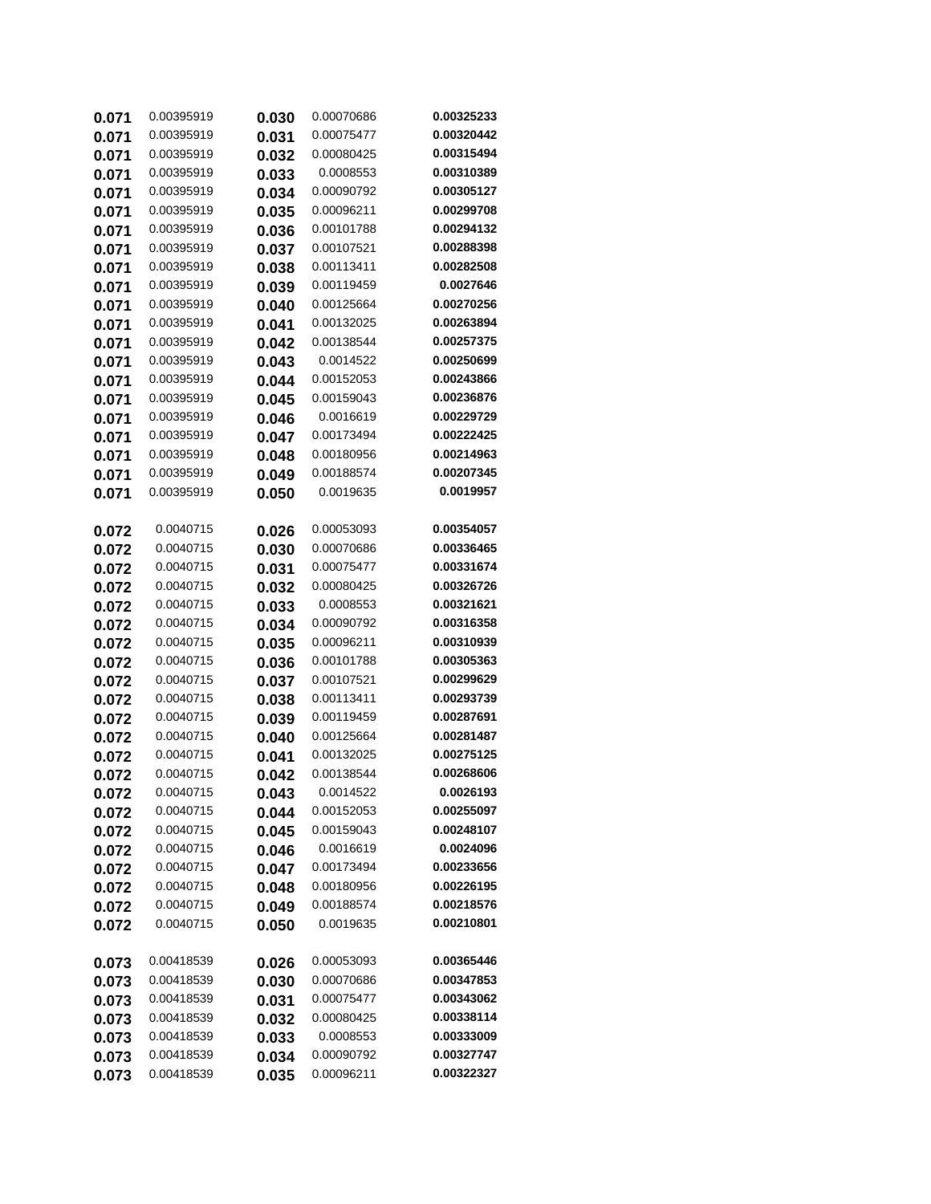| | | | | |
|---|---|---|---|---|
| **0.071** | 0.00395919 | **0.030** | 0.00070686 | **0.00325233** |
| **0.071** | 0.00395919 | **0.031** | 0.00075477 | **0.00320442** |
| **0.071** | 0.00395919 | **0.032** | 0.00080425 | **0.00315494** |
| **0.071** | 0.00395919 | **0.033** | 0.0008553 | **0.00310389** |
| **0.071** | 0.00395919 | **0.034** | 0.00090792 | **0.00305127** |
| **0.071** | 0.00395919 | **0.035** | 0.00096211 | **0.00299708** |
| **0.071** | 0.00395919 | **0.036** | 0.00101788 | **0.00294132** |
| **0.071** | 0.00395919 | **0.037** | 0.00107521 | **0.00288398** |
| **0.071** | 0.00395919 | **0.038** | 0.00113411 | **0.00282508** |
| **0.071** | 0.00395919 | **0.039** | 0.00119459 | **0.0027646** |
| **0.071** | 0.00395919 | **0.040** | 0.00125664 | **0.00270256** |
| **0.071** | 0.00395919 | **0.041** | 0.00132025 | **0.00263894** |
| **0.071** | 0.00395919 | **0.042** | 0.00138544 | **0.00257375** |
| **0.071** | 0.00395919 | **0.043** | 0.0014522 | **0.00250699** |
| **0.071** | 0.00395919 | **0.044** | 0.00152053 | **0.00243866** |
| **0.071** | 0.00395919 | **0.045** | 0.00159043 | **0.00236876** |
| **0.071** | 0.00395919 | **0.046** | 0.0016619 | **0.00229729** |
| **0.071** | 0.00395919 | **0.047** | 0.00173494 | **0.00222425** |
| **0.071** | 0.00395919 | **0.048** | 0.00180956 | **0.00214963** |
| **0.071** | 0.00395919 | **0.049** | 0.00188574 | **0.00207345** |
| **0.071** | 0.00395919 | **0.050** | 0.0019635 | **0.0019957** |
| | | | | |
| **0.072** | 0.0040715 | **0.026** | 0.00053093 | **0.00354057** |
| **0.072** | 0.0040715 | **0.030** | 0.00070686 | **0.00336465** |
| **0.072** | 0.0040715 | **0.031** | 0.00075477 | **0.00331674** |
| **0.072** | 0.0040715 | **0.032** | 0.00080425 | **0.00326726** |
| **0.072** | 0.0040715 | **0.033** | 0.0008553 | **0.00321621** |
| **0.072** | 0.0040715 | **0.034** | 0.00090792 | **0.00316358** |
| **0.072** | 0.0040715 | **0.035** | 0.00096211 | **0.00310939** |
| **0.072** | 0.0040715 | **0.036** | 0.00101788 | **0.00305363** |
| **0.072** | 0.0040715 | **0.037** | 0.00107521 | **0.00299629** |
| **0.072** | 0.0040715 | **0.038** | 0.00113411 | **0.00293739** |
| **0.072** | 0.0040715 | **0.039** | 0.00119459 | **0.00287691** |
| **0.072** | 0.0040715 | **0.040** | 0.00125664 | **0.00281487** |
| **0.072** | 0.0040715 | **0.041** | 0.00132025 | **0.00275125** |
| **0.072** | 0.0040715 | **0.042** | 0.00138544 | **0.00268606** |
| **0.072** | 0.0040715 | **0.043** | 0.0014522 | **0.0026193** |
| **0.072** | 0.0040715 | **0.044** | 0.00152053 | **0.00255097** |
| **0.072** | 0.0040715 | **0.045** | 0.00159043 | **0.00248107** |
| **0.072** | 0.0040715 | **0.046** | 0.0016619 | **0.0024096** |
| **0.072** | 0.0040715 | **0.047** | 0.00173494 | **0.00233656** |
| **0.072** | 0.0040715 | **0.048** | 0.00180956 | **0.00226195** |
| **0.072** | 0.0040715 | **0.049** | 0.00188574 | **0.00218576** |
| **0.072** | 0.0040715 | **0.050** | 0.0019635 | **0.00210801** |
| | | | | |
| **0.073** | 0.00418539 | **0.026** | 0.00053093 | **0.00365446** |
| **0.073** | 0.00418539 | **0.030** | 0.00070686 | **0.00347853** |
| **0.073** | 0.00418539 | **0.031** | 0.00075477 | **0.00343062** |
| **0.073** | 0.00418539 | **0.032** | 0.00080425 | **0.00338114** |
| **0.073** | 0.00418539 | **0.033** | 0.0008553 | **0.00333009** |
| **0.073** | 0.00418539 | **0.034** | 0.00090792 | **0.00327747** |
| **0.073** | 0.00418539 | **0.035** | 0.00096211 | **0.00322327** |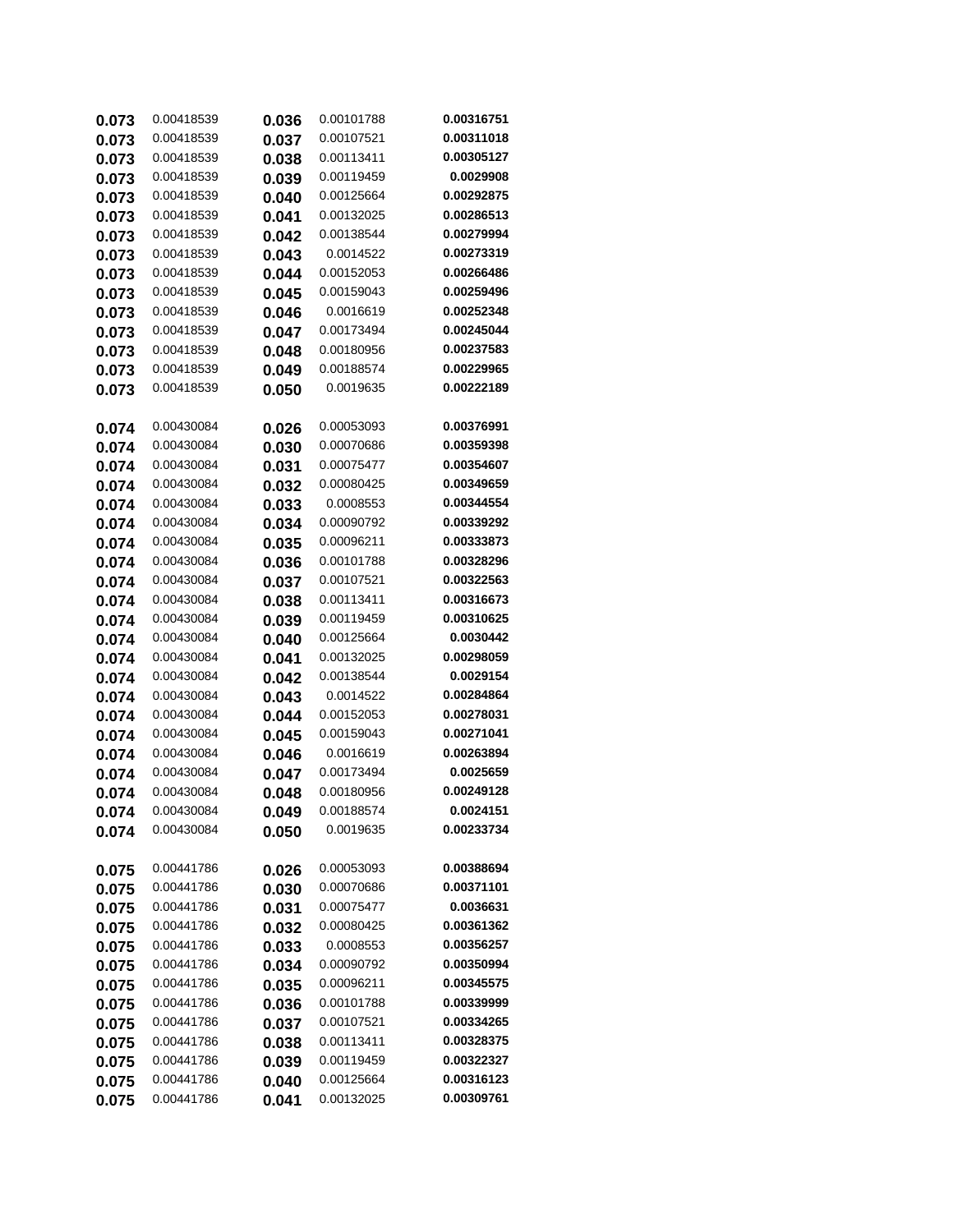| | | | | |
|---|---|---|---|---|
| **0.073** | 0.00418539 | **0.036** | 0.00101788 | **0.00316751** |
| **0.073** | 0.00418539 | **0.037** | 0.00107521 | **0.00311018** |
| **0.073** | 0.00418539 | **0.038** | 0.00113411 | **0.00305127** |
| **0.073** | 0.00418539 | **0.039** | 0.00119459 | **0.0029908** |
| **0.073** | 0.00418539 | **0.040** | 0.00125664 | **0.00292875** |
| **0.073** | 0.00418539 | **0.041** | 0.00132025 | **0.00286513** |
| **0.073** | 0.00418539 | **0.042** | 0.00138544 | **0.00279994** |
| **0.073** | 0.00418539 | **0.043** | 0.0014522 | **0.00273319** |
| **0.073** | 0.00418539 | **0.044** | 0.00152053 | **0.00266486** |
| **0.073** | 0.00418539 | **0.045** | 0.00159043 | **0.00259496** |
| **0.073** | 0.00418539 | **0.046** | 0.0016619 | **0.00252348** |
| **0.073** | 0.00418539 | **0.047** | 0.00173494 | **0.00245044** |
| **0.073** | 0.00418539 | **0.048** | 0.00180956 | **0.00237583** |
| **0.073** | 0.00418539 | **0.049** | 0.00188574 | **0.00229965** |
| **0.073** | 0.00418539 | **0.050** | 0.0019635 | **0.00222189** |
| | | | | |
| **0.074** | 0.00430084 | **0.026** | 0.00053093 | **0.00376991** |
| **0.074** | 0.00430084 | **0.030** | 0.00070686 | **0.00359398** |
| **0.074** | 0.00430084 | **0.031** | 0.00075477 | **0.00354607** |
| **0.074** | 0.00430084 | **0.032** | 0.00080425 | **0.00349659** |
| **0.074** | 0.00430084 | **0.033** | 0.0008553 | **0.00344554** |
| **0.074** | 0.00430084 | **0.034** | 0.00090792 | **0.00339292** |
| **0.074** | 0.00430084 | **0.035** | 0.00096211 | **0.00333873** |
| **0.074** | 0.00430084 | **0.036** | 0.00101788 | **0.00328296** |
| **0.074** | 0.00430084 | **0.037** | 0.00107521 | **0.00322563** |
| **0.074** | 0.00430084 | **0.038** | 0.00113411 | **0.00316673** |
| **0.074** | 0.00430084 | **0.039** | 0.00119459 | **0.00310625** |
| **0.074** | 0.00430084 | **0.040** | 0.00125664 | **0.0030442** |
| **0.074** | 0.00430084 | **0.041** | 0.00132025 | **0.00298059** |
| **0.074** | 0.00430084 | **0.042** | 0.00138544 | **0.0029154** |
| **0.074** | 0.00430084 | **0.043** | 0.0014522 | **0.00284864** |
| **0.074** | 0.00430084 | **0.044** | 0.00152053 | **0.00278031** |
| **0.074** | 0.00430084 | **0.045** | 0.00159043 | **0.00271041** |
| **0.074** | 0.00430084 | **0.046** | 0.0016619 | **0.00263894** |
| **0.074** | 0.00430084 | **0.047** | 0.00173494 | **0.0025659** |
| **0.074** | 0.00430084 | **0.048** | 0.00180956 | **0.00249128** |
| **0.074** | 0.00430084 | **0.049** | 0.00188574 | **0.0024151** |
| **0.074** | 0.00430084 | **0.050** | 0.0019635 | **0.00233734** |
| | | | | |
| **0.075** | 0.00441786 | **0.026** | 0.00053093 | **0.00388694** |
| **0.075** | 0.00441786 | **0.030** | 0.00070686 | **0.00371101** |
| **0.075** | 0.00441786 | **0.031** | 0.00075477 | **0.0036631** |
| **0.075** | 0.00441786 | **0.032** | 0.00080425 | **0.00361362** |
| **0.075** | 0.00441786 | **0.033** | 0.0008553 | **0.00356257** |
| **0.075** | 0.00441786 | **0.034** | 0.00090792 | **0.00350994** |
| **0.075** | 0.00441786 | **0.035** | 0.00096211 | **0.00345575** |
| **0.075** | 0.00441786 | **0.036** | 0.00101788 | **0.00339999** |
| **0.075** | 0.00441786 | **0.037** | 0.00107521 | **0.00334265** |
| **0.075** | 0.00441786 | **0.038** | 0.00113411 | **0.00328375** |
| **0.075** | 0.00441786 | **0.039** | 0.00119459 | **0.00322327** |
| **0.075** | 0.00441786 | **0.040** | 0.00125664 | **0.00316123** |
| **0.075** | 0.00441786 | **0.041** | 0.00132025 | **0.00309761** |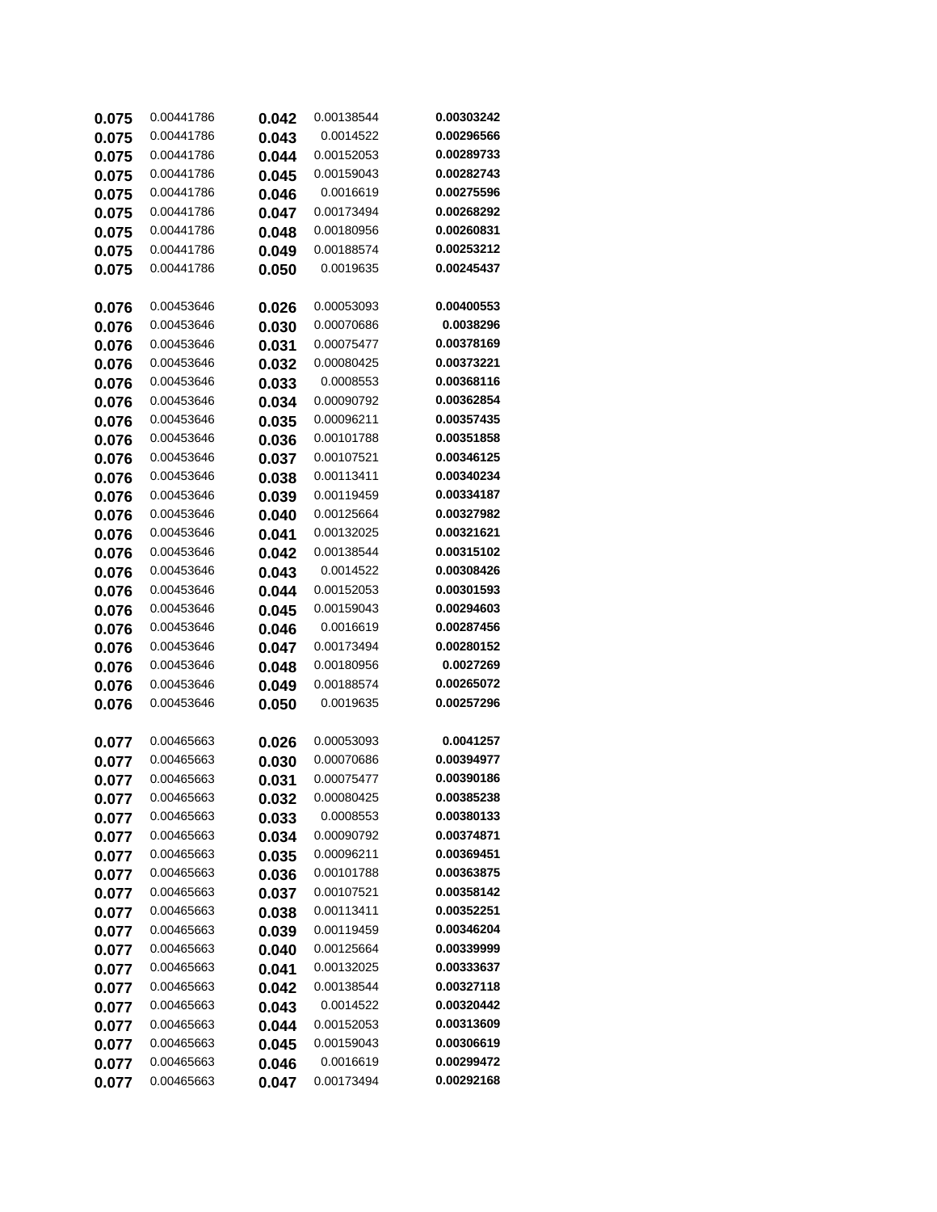| | | | | |
|---|---|---|---|---|
| **0.075** | 0.00441786 | **0.042** | 0.00138544 | **0.00303242** |
| **0.075** | 0.00441786 | **0.043** | 0.0014522 | **0.00296566** |
| **0.075** | 0.00441786 | **0.044** | 0.00152053 | **0.00289733** |
| **0.075** | 0.00441786 | **0.045** | 0.00159043 | **0.00282743** |
| **0.075** | 0.00441786 | **0.046** | 0.0016619 | **0.00275596** |
| **0.075** | 0.00441786 | **0.047** | 0.00173494 | **0.00268292** |
| **0.075** | 0.00441786 | **0.048** | 0.00180956 | **0.00260831** |
| **0.075** | 0.00441786 | **0.049** | 0.00188574 | **0.00253212** |
| **0.075** | 0.00441786 | **0.050** | 0.0019635 | **0.00245437** |
| | | | | |
| **0.076** | 0.00453646 | **0.026** | 0.00053093 | **0.00400553** |
| **0.076** | 0.00453646 | **0.030** | 0.00070686 | **0.0038296** |
| **0.076** | 0.00453646 | **0.031** | 0.00075477 | **0.00378169** |
| **0.076** | 0.00453646 | **0.032** | 0.00080425 | **0.00373221** |
| **0.076** | 0.00453646 | **0.033** | 0.0008553 | **0.00368116** |
| **0.076** | 0.00453646 | **0.034** | 0.00090792 | **0.00362854** |
| **0.076** | 0.00453646 | **0.035** | 0.00096211 | **0.00357435** |
| **0.076** | 0.00453646 | **0.036** | 0.00101788 | **0.00351858** |
| **0.076** | 0.00453646 | **0.037** | 0.00107521 | **0.00346125** |
| **0.076** | 0.00453646 | **0.038** | 0.00113411 | **0.00340234** |
| **0.076** | 0.00453646 | **0.039** | 0.00119459 | **0.00334187** |
| **0.076** | 0.00453646 | **0.040** | 0.00125664 | **0.00327982** |
| **0.076** | 0.00453646 | **0.041** | 0.00132025 | **0.00321621** |
| **0.076** | 0.00453646 | **0.042** | 0.00138544 | **0.00315102** |
| **0.076** | 0.00453646 | **0.043** | 0.0014522 | **0.00308426** |
| **0.076** | 0.00453646 | **0.044** | 0.00152053 | **0.00301593** |
| **0.076** | 0.00453646 | **0.045** | 0.00159043 | **0.00294603** |
| **0.076** | 0.00453646 | **0.046** | 0.0016619 | **0.00287456** |
| **0.076** | 0.00453646 | **0.047** | 0.00173494 | **0.00280152** |
| **0.076** | 0.00453646 | **0.048** | 0.00180956 | **0.0027269** |
| **0.076** | 0.00453646 | **0.049** | 0.00188574 | **0.00265072** |
| **0.076** | 0.00453646 | **0.050** | 0.0019635 | **0.00257296** |
| | | | | |
| **0.077** | 0.00465663 | **0.026** | 0.00053093 | **0.0041257** |
| **0.077** | 0.00465663 | **0.030** | 0.00070686 | **0.00394977** |
| **0.077** | 0.00465663 | **0.031** | 0.00075477 | **0.00390186** |
| **0.077** | 0.00465663 | **0.032** | 0.00080425 | **0.00385238** |
| **0.077** | 0.00465663 | **0.033** | 0.0008553 | **0.00380133** |
| **0.077** | 0.00465663 | **0.034** | 0.00090792 | **0.00374871** |
| **0.077** | 0.00465663 | **0.035** | 0.00096211 | **0.00369451** |
| **0.077** | 0.00465663 | **0.036** | 0.00101788 | **0.00363875** |
| **0.077** | 0.00465663 | **0.037** | 0.00107521 | **0.00358142** |
| **0.077** | 0.00465663 | **0.038** | 0.00113411 | **0.00352251** |
| **0.077** | 0.00465663 | **0.039** | 0.00119459 | **0.00346204** |
| **0.077** | 0.00465663 | **0.040** | 0.00125664 | **0.00339999** |
| **0.077** | 0.00465663 | **0.041** | 0.00132025 | **0.00333637** |
| **0.077** | 0.00465663 | **0.042** | 0.00138544 | **0.00327118** |
| **0.077** | 0.00465663 | **0.043** | 0.0014522 | **0.00320442** |
| **0.077** | 0.00465663 | **0.044** | 0.00152053 | **0.00313609** |
| **0.077** | 0.00465663 | **0.045** | 0.00159043 | **0.00306619** |
| **0.077** | 0.00465663 | **0.046** | 0.0016619 | **0.00299472** |
| **0.077** | 0.00465663 | **0.047** | 0.00173494 | **0.00292168** |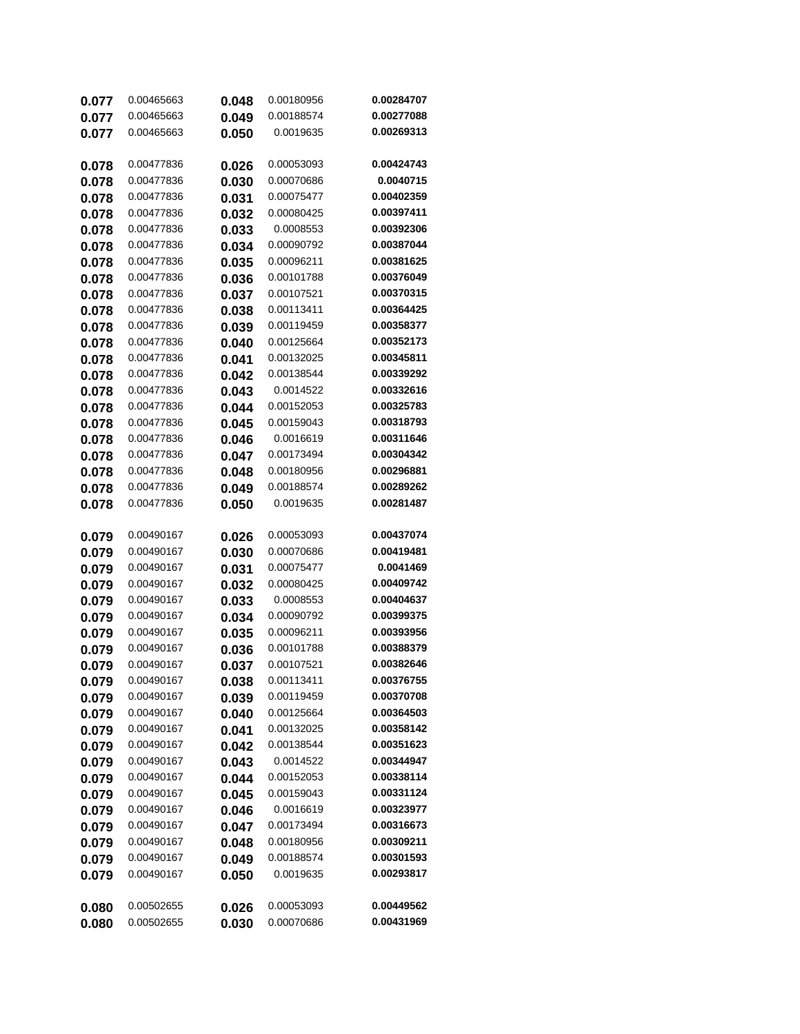| | | | | |
|---|---|---|---|---|
| **0.077** | 0.00465663 | **0.048** | 0.00180956 | **0.00284707** |
| **0.077** | 0.00465663 | **0.049** | 0.00188574 | **0.00277088** |
| **0.077** | 0.00465663 | **0.050** | 0.0019635 | **0.00269313** |
| | | | | |
| **0.078** | 0.00477836 | **0.026** | 0.00053093 | **0.00424743** |
| **0.078** | 0.00477836 | **0.030** | 0.00070686 | **0.0040715** |
| **0.078** | 0.00477836 | **0.031** | 0.00075477 | **0.00402359** |
| **0.078** | 0.00477836 | **0.032** | 0.00080425 | **0.00397411** |
| **0.078** | 0.00477836 | **0.033** | 0.0008553 | **0.00392306** |
| **0.078** | 0.00477836 | **0.034** | 0.00090792 | **0.00387044** |
| **0.078** | 0.00477836 | **0.035** | 0.00096211 | **0.00381625** |
| **0.078** | 0.00477836 | **0.036** | 0.00101788 | **0.00376049** |
| **0.078** | 0.00477836 | **0.037** | 0.00107521 | **0.00370315** |
| **0.078** | 0.00477836 | **0.038** | 0.00113411 | **0.00364425** |
| **0.078** | 0.00477836 | **0.039** | 0.00119459 | **0.00358377** |
| **0.078** | 0.00477836 | **0.040** | 0.00125664 | **0.00352173** |
| **0.078** | 0.00477836 | **0.041** | 0.00132025 | **0.00345811** |
| **0.078** | 0.00477836 | **0.042** | 0.00138544 | **0.00339292** |
| **0.078** | 0.00477836 | **0.043** | 0.0014522 | **0.00332616** |
| **0.078** | 0.00477836 | **0.044** | 0.00152053 | **0.00325783** |
| **0.078** | 0.00477836 | **0.045** | 0.00159043 | **0.00318793** |
| **0.078** | 0.00477836 | **0.046** | 0.0016619 | **0.00311646** |
| **0.078** | 0.00477836 | **0.047** | 0.00173494 | **0.00304342** |
| **0.078** | 0.00477836 | **0.048** | 0.00180956 | **0.00296881** |
| **0.078** | 0.00477836 | **0.049** | 0.00188574 | **0.00289262** |
| **0.078** | 0.00477836 | **0.050** | 0.0019635 | **0.00281487** |
| | | | | |
| **0.079** | 0.00490167 | **0.026** | 0.00053093 | **0.00437074** |
| **0.079** | 0.00490167 | **0.030** | 0.00070686 | **0.00419481** |
| **0.079** | 0.00490167 | **0.031** | 0.00075477 | **0.0041469** |
| **0.079** | 0.00490167 | **0.032** | 0.00080425 | **0.00409742** |
| **0.079** | 0.00490167 | **0.033** | 0.0008553 | **0.00404637** |
| **0.079** | 0.00490167 | **0.034** | 0.00090792 | **0.00399375** |
| **0.079** | 0.00490167 | **0.035** | 0.00096211 | **0.00393956** |
| **0.079** | 0.00490167 | **0.036** | 0.00101788 | **0.00388379** |
| **0.079** | 0.00490167 | **0.037** | 0.00107521 | **0.00382646** |
| **0.079** | 0.00490167 | **0.038** | 0.00113411 | **0.00376755** |
| **0.079** | 0.00490167 | **0.039** | 0.00119459 | **0.00370708** |
| **0.079** | 0.00490167 | **0.040** | 0.00125664 | **0.00364503** |
| **0.079** | 0.00490167 | **0.041** | 0.00132025 | **0.00358142** |
| **0.079** | 0.00490167 | **0.042** | 0.00138544 | **0.00351623** |
| **0.079** | 0.00490167 | **0.043** | 0.0014522 | **0.00344947** |
| **0.079** | 0.00490167 | **0.044** | 0.00152053 | **0.00338114** |
| **0.079** | 0.00490167 | **0.045** | 0.00159043 | **0.00331124** |
| **0.079** | 0.00490167 | **0.046** | 0.0016619 | **0.00323977** |
| **0.079** | 0.00490167 | **0.047** | 0.00173494 | **0.00316673** |
| **0.079** | 0.00490167 | **0.048** | 0.00180956 | **0.00309211** |
| **0.079** | 0.00490167 | **0.049** | 0.00188574 | **0.00301593** |
| **0.079** | 0.00490167 | **0.050** | 0.0019635 | **0.00293817** |
| | | | | |
| **0.080** | 0.00502655 | **0.026** | 0.00053093 | **0.00449562** |
| **0.080** | 0.00502655 | **0.030** | 0.00070686 | **0.00431969** |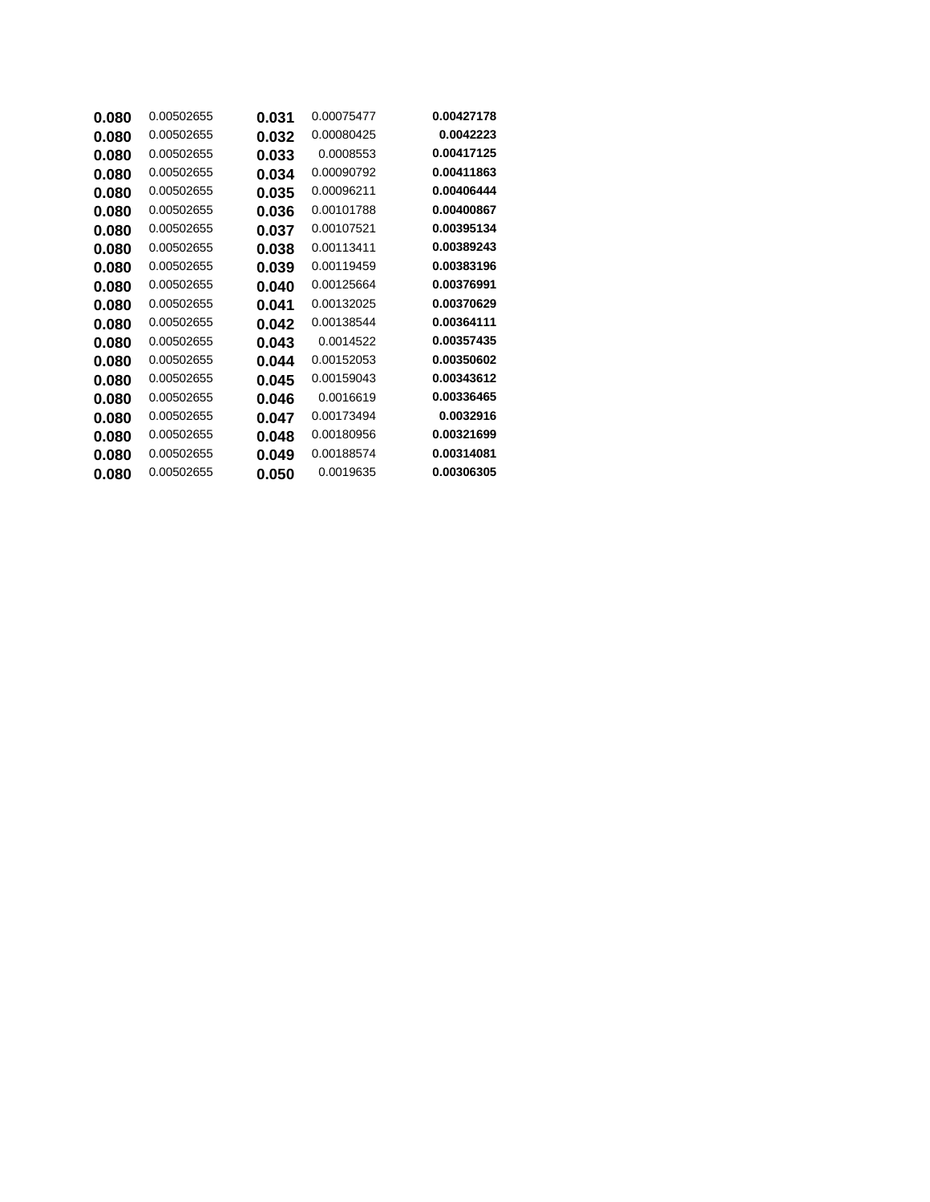| | | | | |
|---|---|---|---|---|
| **0.080** | 0.00502655 | **0.031** | 0.00075477 | **0.00427178** |
| **0.080** | 0.00502655 | **0.032** | 0.00080425 | **0.0042223** |
| **0.080** | 0.00502655 | **0.033** | 0.0008553 | **0.00417125** |
| **0.080** | 0.00502655 | **0.034** | 0.00090792 | **0.00411863** |
| **0.080** | 0.00502655 | **0.035** | 0.00096211 | **0.00406444** |
| **0.080** | 0.00502655 | **0.036** | 0.00101788 | **0.00400867** |
| **0.080** | 0.00502655 | **0.037** | 0.00107521 | **0.00395134** |
| **0.080** | 0.00502655 | **0.038** | 0.00113411 | **0.00389243** |
| **0.080** | 0.00502655 | **0.039** | 0.00119459 | **0.00383196** |
| **0.080** | 0.00502655 | **0.040** | 0.00125664 | **0.00376991** |
| **0.080** | 0.00502655 | **0.041** | 0.00132025 | **0.00370629** |
| **0.080** | 0.00502655 | **0.042** | 0.00138544 | **0.00364111** |
| **0.080** | 0.00502655 | **0.043** | 0.0014522 | **0.00357435** |
| **0.080** | 0.00502655 | **0.044** | 0.00152053 | **0.00350602** |
| **0.080** | 0.00502655 | **0.045** | 0.00159043 | **0.00343612** |
| **0.080** | 0.00502655 | **0.046** | 0.0016619 | **0.00336465** |
| **0.080** | 0.00502655 | **0.047** | 0.00173494 | **0.0032916** |
| **0.080** | 0.00502655 | **0.048** | 0.00180956 | **0.00321699** |
| **0.080** | 0.00502655 | **0.049** | 0.00188574 | **0.00314081** |
| **0.080** | 0.00502655 | **0.050** | 0.0019635 | **0.00306305** |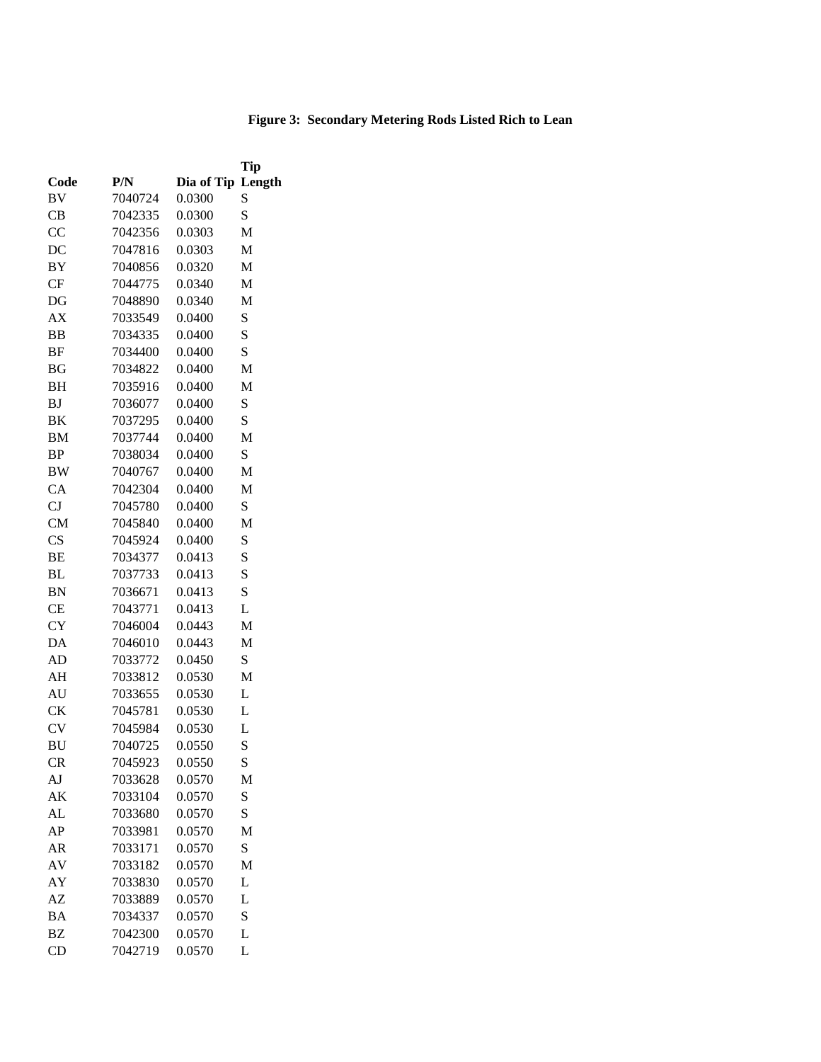**Figure 3: Secondary Metering Rods Listed Rich to Lean**

| Code | P/N | Dia of Tip | Tip Length |
|---|---|---|---|
| BV | 7040724 | 0.0300 | S |
| CB | 7042335 | 0.0300 | S |
| CC | 7042356 | 0.0303 | M |
| DC | 7047816 | 0.0303 | M |
| BY | 7040856 | 0.0320 | M |
| CF | 7044775 | 0.0340 | M |
| DG | 7048890 | 0.0340 | M |
| AX | 7033549 | 0.0400 | S |
| BB | 7034335 | 0.0400 | S |
| BF | 7034400 | 0.0400 | S |
| BG | 7034822 | 0.0400 | M |
| BH | 7035916 | 0.0400 | M |
| BJ | 7036077 | 0.0400 | S |
| BK | 7037295 | 0.0400 | S |
| BM | 7037744 | 0.0400 | M |
| BP | 7038034 | 0.0400 | S |
| BW | 7040767 | 0.0400 | M |
| CA | 7042304 | 0.0400 | M |
| CJ | 7045780 | 0.0400 | S |
| CM | 7045840 | 0.0400 | M |
| CS | 7045924 | 0.0400 | S |
| BE | 7034377 | 0.0413 | S |
| BL | 7037733 | 0.0413 | S |
| BN | 7036671 | 0.0413 | S |
| CE | 7043771 | 0.0413 | L |
| CY | 7046004 | 0.0443 | M |
| DA | 7046010 | 0.0443 | M |
| AD | 7033772 | 0.0450 | S |
| AH | 7033812 | 0.0530 | M |
| AU | 7033655 | 0.0530 | L |
| CK | 7045781 | 0.0530 | L |
| CV | 7045984 | 0.0530 | L |
| BU | 7040725 | 0.0550 | S |
| CR | 7045923 | 0.0550 | S |
| AJ | 7033628 | 0.0570 | M |
| AK | 7033104 | 0.0570 | S |
| AL | 7033680 | 0.0570 | S |
| AP | 7033981 | 0.0570 | M |
| AR | 7033171 | 0.0570 | S |
| AV | 7033182 | 0.0570 | M |
| AY | 7033830 | 0.0570 | L |
| AZ | 7033889 | 0.0570 | L |
| BA | 7034337 | 0.0570 | S |
| BZ | 7042300 | 0.0570 | L |
| CD | 7042719 | 0.0570 | L |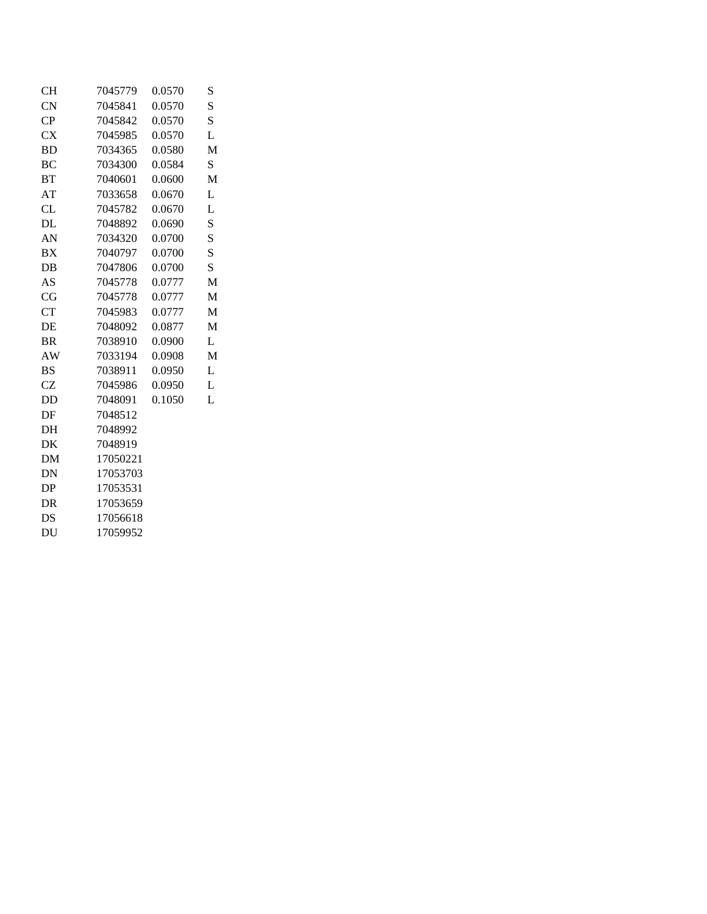| | | | |
|---|---|---|---|
| CH | 7045779 | 0.0570 | S |
| CN | 7045841 | 0.0570 | S |
| CP | 7045842 | 0.0570 | S |
| CX | 7045985 | 0.0570 | L |
| BD | 7034365 | 0.0580 | M |
| BC | 7034300 | 0.0584 | S |
| BT | 7040601 | 0.0600 | M |
| AT | 7033658 | 0.0670 | L |
| CL | 7045782 | 0.0670 | L |
| DL | 7048892 | 0.0690 | S |
| AN | 7034320 | 0.0700 | S |
| BX | 7040797 | 0.0700 | S |
| DB | 7047806 | 0.0700 | S |
| AS | 7045778 | 0.0777 | M |
| CG | 7045778 | 0.0777 | M |
| CT | 7045983 | 0.0777 | M |
| DE | 7048092 | 0.0877 | M |
| BR | 7038910 | 0.0900 | L |
| AW | 7033194 | 0.0908 | M |
| BS | 7038911 | 0.0950 | L |
| CZ | 7045986 | 0.0950 | L |
| DD | 7048091 | 0.1050 | L |
| DF | 7048512 | | |
| DH | 7048992 | | |
| DK | 7048919 | | |
| DM | 17050221 | | |
| DN | 17053703 | | |
| DP | 17053531 | | |
| DR | 17053659 | | |
| DS | 17056618 | | |
| DU | 17059952 | | |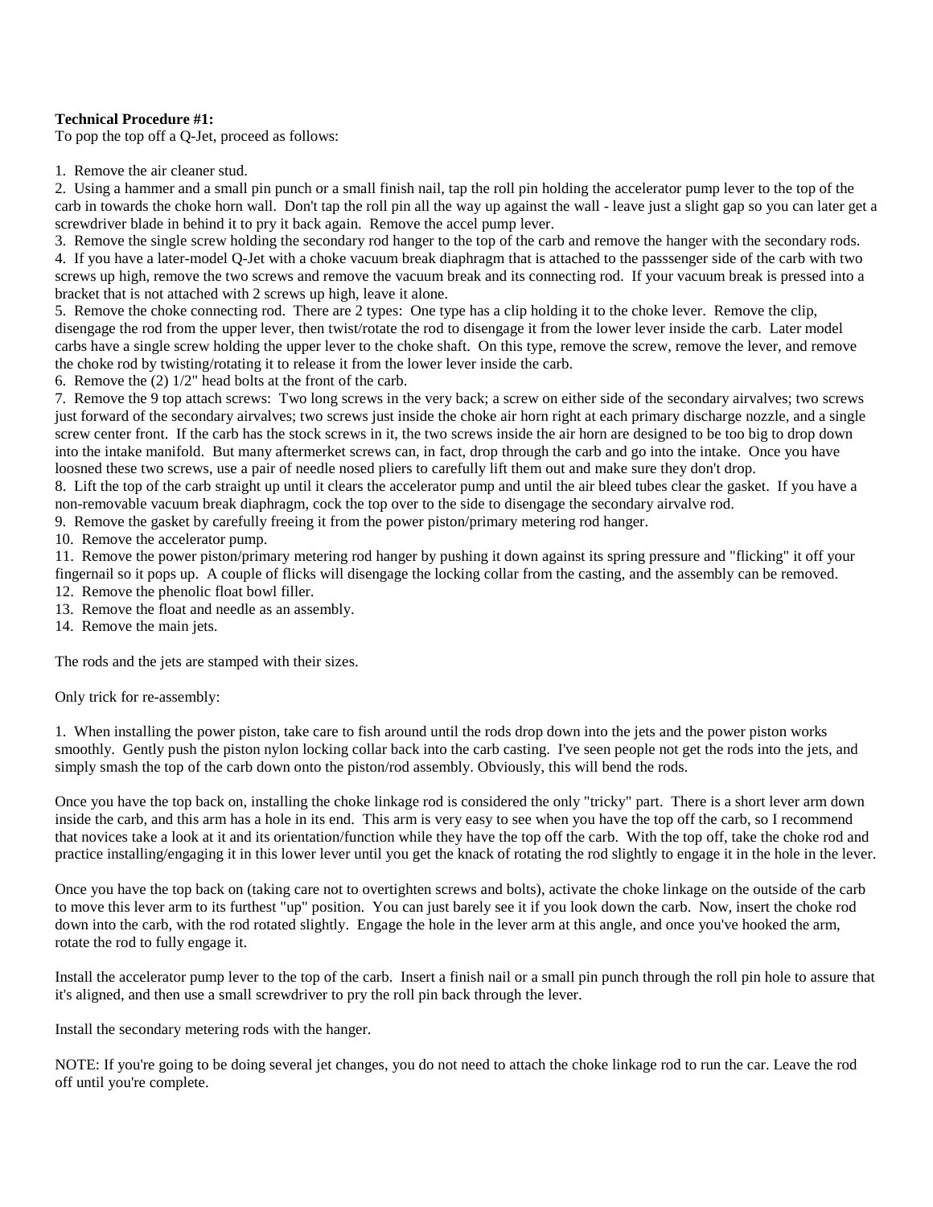**Technical Procedure #1:**
To pop the top off a Q-Jet, proceed as follows:

1. Remove the air cleaner stud.
2. Using a hammer and a small pin punch or a small finish nail, tap the roll pin holding the accelerator pump lever to the top of the carb in towards the choke horn wall. Don't tap the roll pin all the way up against the wall - leave just a slight gap so you can later get a screwdriver blade in behind it to pry it back again. Remove the accel pump lever.
3. Remove the single screw holding the secondary rod hanger to the top of the carb and remove the hanger with the secondary rods.
4. If you have a later-model Q-Jet with a choke vacuum break diaphragm that is attached to the passsenger side of the carb with two screws up high, remove the two screws and remove the vacuum break and its connecting rod. If your vacuum break is pressed into a bracket that is not attached with 2 screws up high, leave it alone.
5. Remove the choke connecting rod. There are 2 types: One type has a clip holding it to the choke lever. Remove the clip, disengage the rod from the upper lever, then twist/rotate the rod to disengage it from the lower lever inside the carb. Later model carbs have a single screw holding the upper lever to the choke shaft. On this type, remove the screw, remove the lever, and remove the choke rod by twisting/rotating it to release it from the lower lever inside the carb.
6. Remove the (2) 1/2" head bolts at the front of the carb.
7. Remove the 9 top attach screws: Two long screws in the very back; a screw on either side of the secondary airvalves; two screws just forward of the secondary airvalves; two screws just inside the choke air horn right at each primary discharge nozzle, and a single screw center front. If the carb has the stock screws in it, the two screws inside the air horn are designed to be too big to drop down into the intake manifold. But many aftermerket screws can, in fact, drop through the carb and go into the intake. Once you have loosned these two screws, use a pair of needle nosed pliers to carefully lift them out and make sure they don't drop.
8. Lift the top of the carb straight up until it clears the accelerator pump and until the air bleed tubes clear the gasket. If you have a non-removable vacuum break diaphragm, cock the top over to the side to disengage the secondary airvalve rod.
9. Remove the gasket by carefully freeing it from the power piston/primary metering rod hanger.
10. Remove the accelerator pump.
11. Remove the power piston/primary metering rod hanger by pushing it down against its spring pressure and "flicking" it off your fingernail so it pops up. A couple of flicks will disengage the locking collar from the casting, and the assembly can be removed.
12. Remove the phenolic float bowl filler.
13. Remove the float and needle as an assembly.
14. Remove the main jets.

The rods and the jets are stamped with their sizes.

Only trick for re-assembly:

1. When installing the power piston, take care to fish around until the rods drop down into the jets and the power piston works smoothly. Gently push the piston nylon locking collar back into the carb casting. I've seen people not get the rods into the jets, and simply smash the top of the carb down onto the piston/rod assembly. Obviously, this will bend the rods.

Once you have the top back on, installing the choke linkage rod is considered the only "tricky" part. There is a short lever arm down inside the carb, and this arm has a hole in its end. This arm is very easy to see when you have the top off the carb, so I recommend that novices take a look at it and its orientation/function while they have the top off the carb. With the top off, take the choke rod and practice installing/engaging it in this lower lever until you get the knack of rotating the rod slightly to engage it in the hole in the lever.

Once you have the top back on (taking care not to overtighten screws and bolts), activate the choke linkage on the outside of the carb to move this lever arm to its furthest "up" position. You can just barely see it if you look down the carb. Now, insert the choke rod down into the carb, with the rod rotated slightly. Engage the hole in the lever arm at this angle, and once you've hooked the arm, rotate the rod to fully engage it.

Install the accelerator pump lever to the top of the carb. Insert a finish nail or a small pin punch through the roll pin hole to assure that it's aligned, and then use a small screwdriver to pry the roll pin back through the lever.

Install the secondary metering rods with the hanger.

NOTE: If you're going to be doing several jet changes, you do not need to attach the choke linkage rod to run the car. Leave the rod off until you're complete.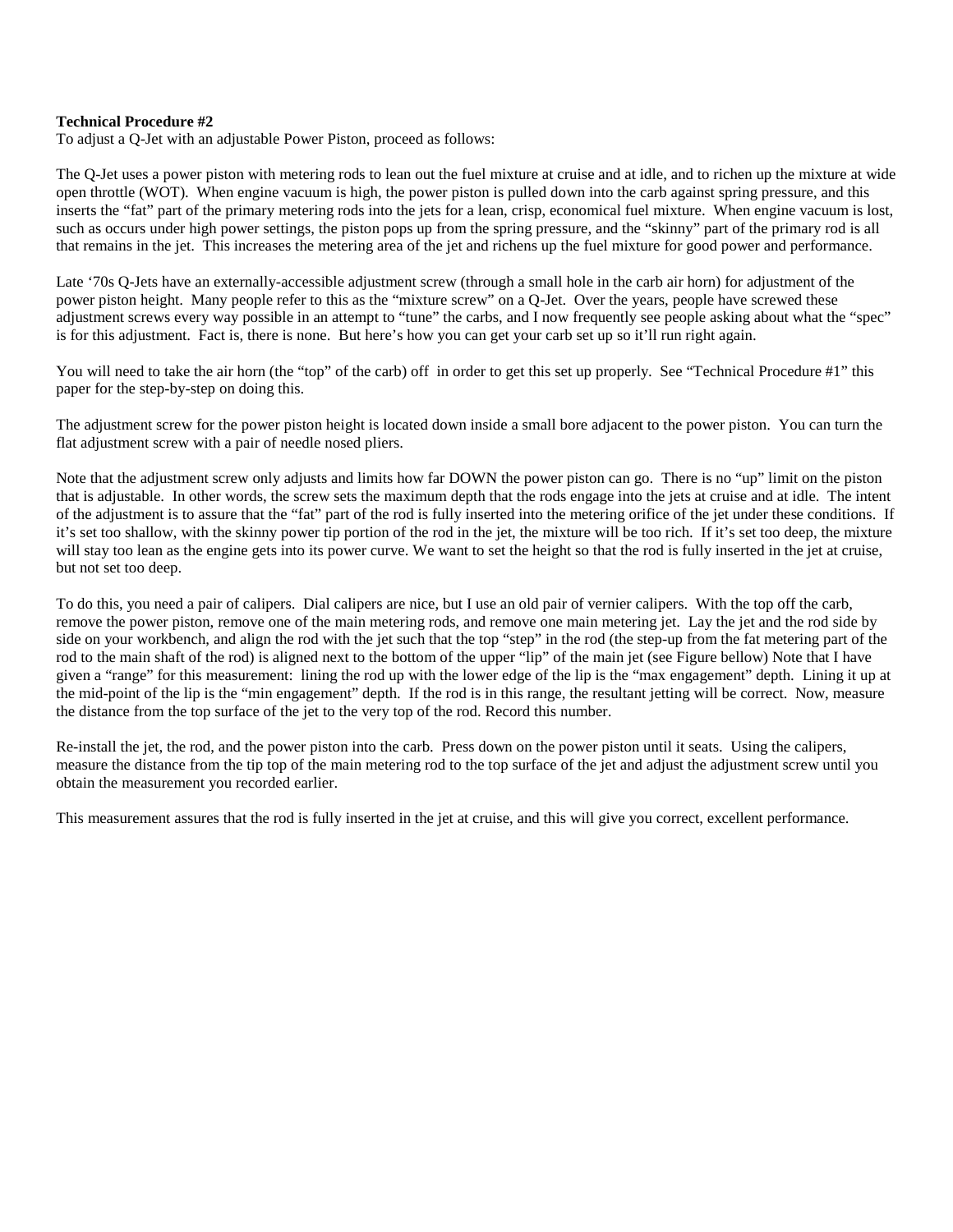**Technical Procedure #2**
To adjust a Q-Jet with an adjustable Power Piston, proceed as follows:

The Q-Jet uses a power piston with metering rods to lean out the fuel mixture at cruise and at idle, and to richen up the mixture at wide open throttle (WOT). When engine vacuum is high, the power piston is pulled down into the carb against spring pressure, and this inserts the "fat" part of the primary metering rods into the jets for a lean, crisp, economical fuel mixture. When engine vacuum is lost, such as occurs under high power settings, the piston pops up from the spring pressure, and the "skinny" part of the primary rod is all that remains in the jet. This increases the metering area of the jet and richens up the fuel mixture for good power and performance.

Late '70s Q-Jets have an externally-accessible adjustment screw (through a small hole in the carb air horn) for adjustment of the power piston height. Many people refer to this as the "mixture screw" on a Q-Jet. Over the years, people have screwed these adjustment screws every way possible in an attempt to "tune" the carbs, and I now frequently see people asking about what the "spec" is for this adjustment. Fact is, there is none. But here's how you can get your carb set up so it'll run right again.

You will need to take the air horn (the "top" of the carb) off in order to get this set up properly. See "Technical Procedure #1" this paper for the step-by-step on doing this.

The adjustment screw for the power piston height is located down inside a small bore adjacent to the power piston. You can turn the flat adjustment screw with a pair of needle nosed pliers.

Note that the adjustment screw only adjusts and limits how far DOWN the power piston can go. There is no "up" limit on the piston that is adjustable. In other words, the screw sets the maximum depth that the rods engage into the jets at cruise and at idle. The intent of the adjustment is to assure that the "fat" part of the rod is fully inserted into the metering orifice of the jet under these conditions. If it's set too shallow, with the skinny power tip portion of the rod in the jet, the mixture will be too rich. If it's set too deep, the mixture will stay too lean as the engine gets into its power curve. We want to set the height so that the rod is fully inserted in the jet at cruise, but not set too deep.

To do this, you need a pair of calipers. Dial calipers are nice, but I use an old pair of vernier calipers. With the top off the carb, remove the power piston, remove one of the main metering rods, and remove one main metering jet. Lay the jet and the rod side by side on your workbench, and align the rod with the jet such that the top "step" in the rod (the step-up from the fat metering part of the rod to the main shaft of the rod) is aligned next to the bottom of the upper "lip" of the main jet (see Figure bellow) Note that I have given a "range" for this measurement: lining the rod up with the lower edge of the lip is the "max engagement" depth. Lining it up at the mid-point of the lip is the "min engagement" depth. If the rod is in this range, the resultant jetting will be correct. Now, measure the distance from the top surface of the jet to the very top of the rod. Record this number.

Re-install the jet, the rod, and the power piston into the carb. Press down on the power piston until it seats. Using the calipers, measure the distance from the tip top of the main metering rod to the top surface of the jet and adjust the adjustment screw until you obtain the measurement you recorded earlier.

This measurement assures that the rod is fully inserted in the jet at cruise, and this will give you correct, excellent performance.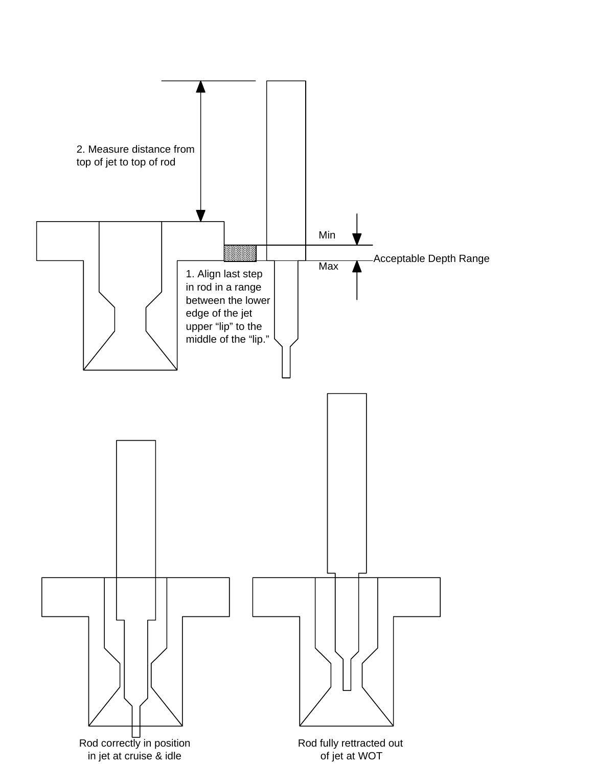2. Measure distance from top of jet to top of rod

Min

Acceptable Depth Range

Max

1. Align last step in rod in a range between the lower edge of the jet upper “lip” to the middle of the “lip.”

Rod correctly in position in jet at cruise & idle

Rod fully rettracted out of jet at WOT